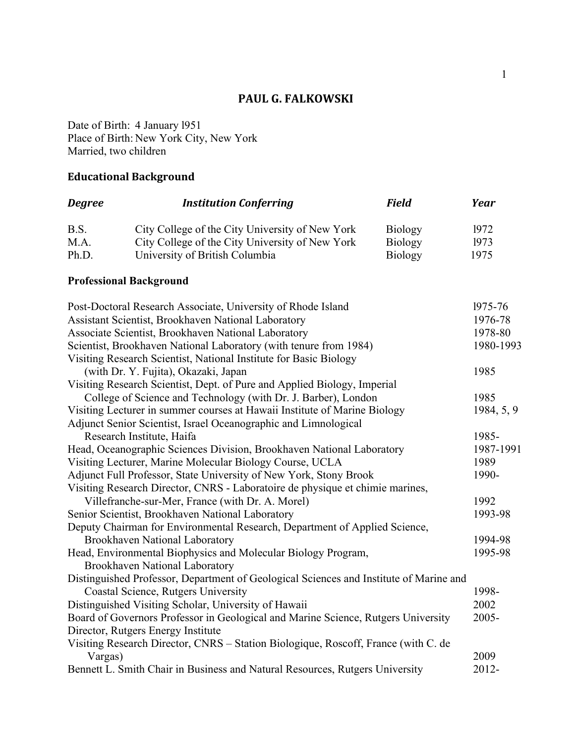# PAUL G. FALKOWSKI

Date of Birth: 4 January l951
Place of Birth: New York City, New York
Married, two children

## Educational Background

| *Degree* | *Institution Conferring* | *Field* | *Year* |
|---|---|---|---|
| B.S. | City College of the City University of New York | Biology | l972 |
| M.A. | City College of the City University of New York | Biology | l973 |
| Ph.D. | University of British Columbia | Biology | 1975 |

## Professional Background

| | |
|---|---|
| Post-Doctoral Research Associate, University of Rhode Island | l975-76 |
| Assistant Scientist, Brookhaven National Laboratory | 1976-78 |
| Associate Scientist, Brookhaven National Laboratory | 1978-80 |
| Scientist, Brookhaven National Laboratory (with tenure from 1984) | 1980-1993 |
| Visiting Research Scientist, National Institute for Basic Biology (with Dr. Y. Fujita), Okazaki, Japan | 1985 |
| Visiting Research Scientist, Dept. of Pure and Applied Biology, Imperial College of Science and Technology (with Dr. J. Barber), London | 1985 |
| Visiting Lecturer in summer courses at Hawaii Institute of Marine Biology | 1984, 5, 9 |
| Adjunct Senior Scientist, Israel Oceanographic and Limnological Research Institute, Haifa | 1985- |
| Head, Oceanographic Sciences Division, Brookhaven National Laboratory | 1987-1991 |
| Visiting Lecturer, Marine Molecular Biology Course, UCLA | 1989 |
| Adjunct Full Professor, State University of New York, Stony Brook | 1990- |
| Visiting Research Director, CNRS - Laboratoire de physique et chimie marines, Villefranche-sur-Mer, France (with Dr. A. Morel) | 1992 |
| Senior Scientist, Brookhaven National Laboratory | 1993-98 |
| Deputy Chairman for Environmental Research, Department of Applied Science, Brookhaven National Laboratory | 1994-98 |
| Head, Environmental Biophysics and Molecular Biology Program, Brookhaven National Laboratory | 1995-98 |
| Distinguished Professor, Department of Geological Sciences and Institute of Marine and Coastal Science, Rutgers University | 1998- |
| Distinguished Visiting Scholar, University of Hawaii | 2002 |
| Board of Governors Professor in Geological and Marine Science, Rutgers University | 2005- |
| Director, Rutgers Energy Institute | |
| Visiting Research Director, CNRS – Station Biologique, Roscoff, France (with C. de Vargas) | 2009 |
| Bennett L. Smith Chair in Business and Natural Resources, Rutgers University | 2012- |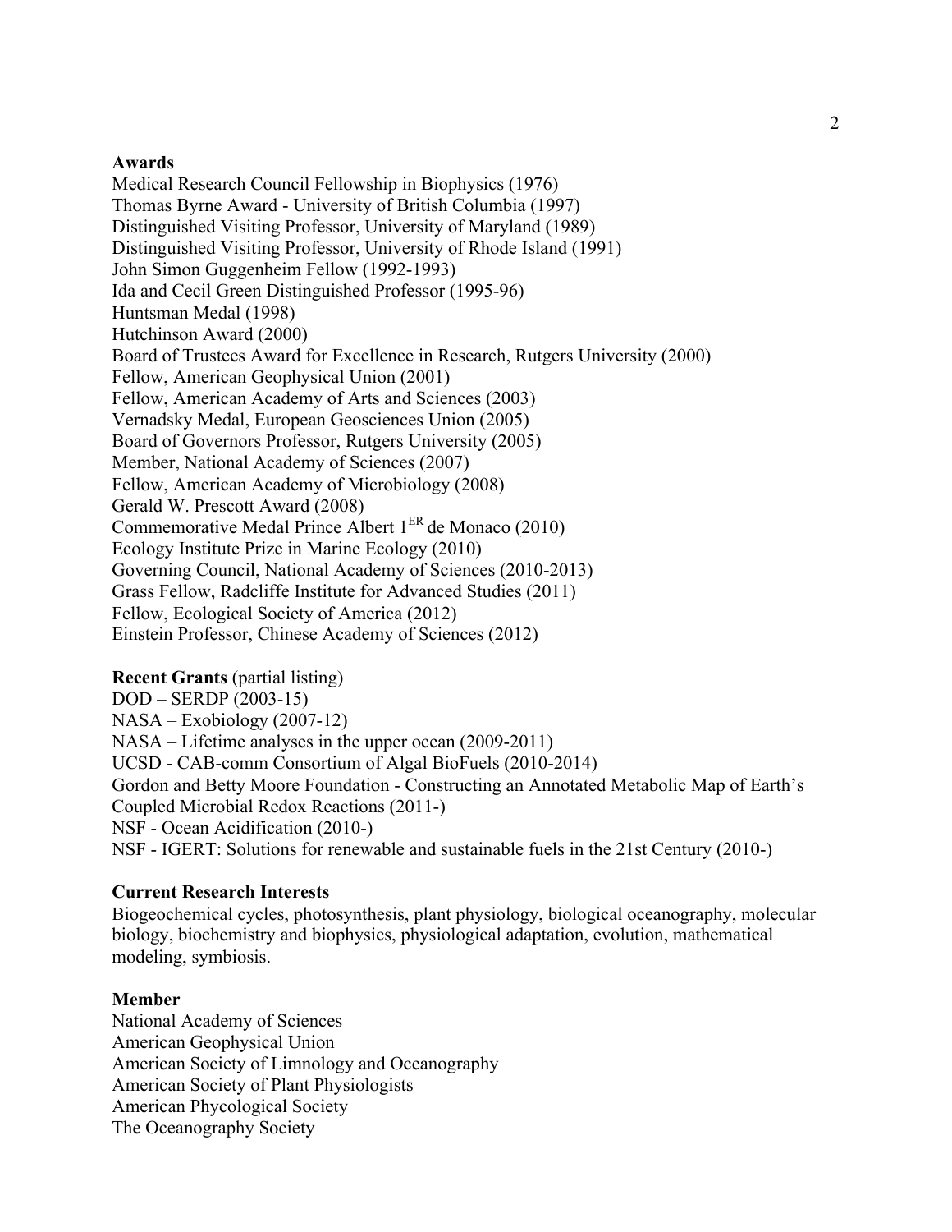**Awards**

Medical Research Council Fellowship in Biophysics (1976)
Thomas Byrne Award - University of British Columbia (1997)
Distinguished Visiting Professor, University of Maryland (1989)
Distinguished Visiting Professor, University of Rhode Island (1991)
John Simon Guggenheim Fellow (1992-1993)
Ida and Cecil Green Distinguished Professor (1995-96)
Huntsman Medal (1998)
Hutchinson Award (2000)
Board of Trustees Award for Excellence in Research, Rutgers University (2000)
Fellow, American Geophysical Union (2001)
Fellow, American Academy of Arts and Sciences (2003)
Vernadsky Medal, European Geosciences Union (2005)
Board of Governors Professor, Rutgers University (2005)
Member, National Academy of Sciences (2007)
Fellow, American Academy of Microbiology (2008)
Gerald W. Prescott Award (2008)
Commemorative Medal Prince Albert 1^ER de Monaco (2010)
Ecology Institute Prize in Marine Ecology (2010)
Governing Council, National Academy of Sciences (2010-2013)
Grass Fellow, Radcliffe Institute for Advanced Studies (2011)
Fellow, Ecological Society of America (2012)
Einstein Professor, Chinese Academy of Sciences (2012)

**Recent Grants** (partial listing)

DOD – SERDP (2003-15)
NASA – Exobiology (2007-12)
NASA – Lifetime analyses in the upper ocean (2009-2011)
UCSD - CAB-comm Consortium of Algal BioFuels (2010-2014)
Gordon and Betty Moore Foundation - Constructing an Annotated Metabolic Map of Earth's Coupled Microbial Redox Reactions (2011-)
NSF - Ocean Acidification (2010-)
NSF - IGERT: Solutions for renewable and sustainable fuels in the 21st Century (2010-)

**Current Research Interests**

Biogeochemical cycles, photosynthesis, plant physiology, biological oceanography, molecular biology, biochemistry and biophysics, physiological adaptation, evolution, mathematical modeling, symbiosis.

**Member**

National Academy of Sciences
American Geophysical Union
American Society of Limnology and Oceanography
American Society of Plant Physiologists
American Phycological Society
The Oceanography Society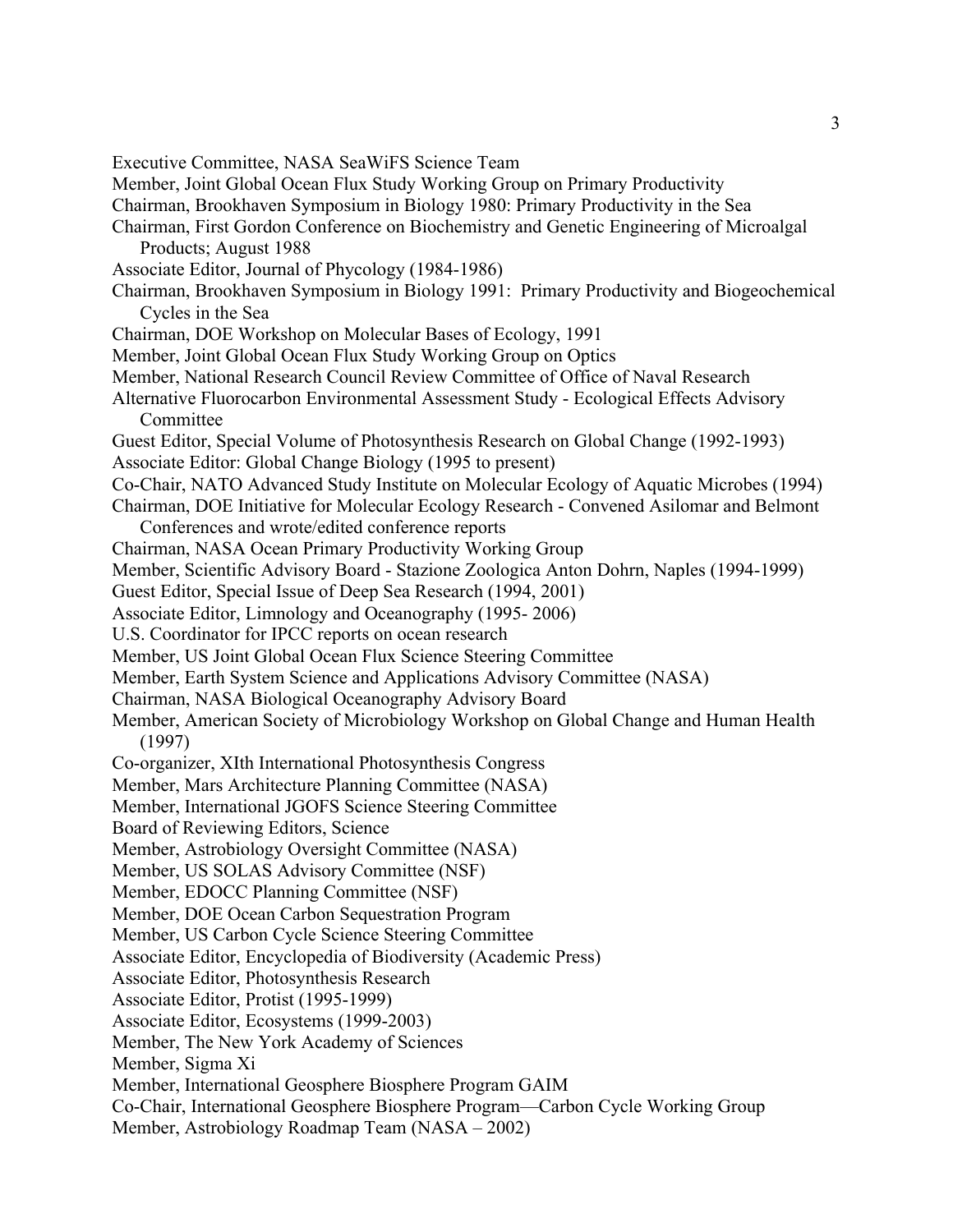Executive Committee, NASA SeaWiFS Science Team

Member, Joint Global Ocean Flux Study Working Group on Primary Productivity

Chairman, Brookhaven Symposium in Biology 1980: Primary Productivity in the Sea

Chairman, First Gordon Conference on Biochemistry and Genetic Engineering of Microalgal Products; August 1988

Associate Editor, Journal of Phycology (1984-1986)

Chairman, Brookhaven Symposium in Biology 1991: Primary Productivity and Biogeochemical Cycles in the Sea

Chairman, DOE Workshop on Molecular Bases of Ecology, 1991

Member, Joint Global Ocean Flux Study Working Group on Optics

Member, National Research Council Review Committee of Office of Naval Research

Alternative Fluorocarbon Environmental Assessment Study - Ecological Effects Advisory Committee

Guest Editor, Special Volume of Photosynthesis Research on Global Change (1992-1993)

Associate Editor: Global Change Biology (1995 to present)

Co-Chair, NATO Advanced Study Institute on Molecular Ecology of Aquatic Microbes (1994)

Chairman, DOE Initiative for Molecular Ecology Research - Convened Asilomar and Belmont Conferences and wrote/edited conference reports

Chairman, NASA Ocean Primary Productivity Working Group

Member, Scientific Advisory Board - Stazione Zoologica Anton Dohrn, Naples (1994-1999)

Guest Editor, Special Issue of Deep Sea Research (1994, 2001)

Associate Editor, Limnology and Oceanography (1995- 2006)

U.S. Coordinator for IPCC reports on ocean research

Member, US Joint Global Ocean Flux Science Steering Committee

Member, Earth System Science and Applications Advisory Committee (NASA)

Chairman, NASA Biological Oceanography Advisory Board

Member, American Society of Microbiology Workshop on Global Change and Human Health (1997)

Co-organizer, XIth International Photosynthesis Congress

Member, Mars Architecture Planning Committee (NASA)

Member, International JGOFS Science Steering Committee

Board of Reviewing Editors, Science

Member, Astrobiology Oversight Committee (NASA)

Member, US SOLAS Advisory Committee (NSF)

Member, EDOCC Planning Committee (NSF)

Member, DOE Ocean Carbon Sequestration Program

Member, US Carbon Cycle Science Steering Committee

Associate Editor, Encyclopedia of Biodiversity (Academic Press)

Associate Editor, Photosynthesis Research

Associate Editor, Protist (1995-1999)

Associate Editor, Ecosystems (1999-2003)

Member, The New York Academy of Sciences

Member, Sigma Xi

Member, International Geosphere Biosphere Program GAIM

Co-Chair, International Geosphere Biosphere Program—Carbon Cycle Working Group

Member, Astrobiology Roadmap Team (NASA – 2002)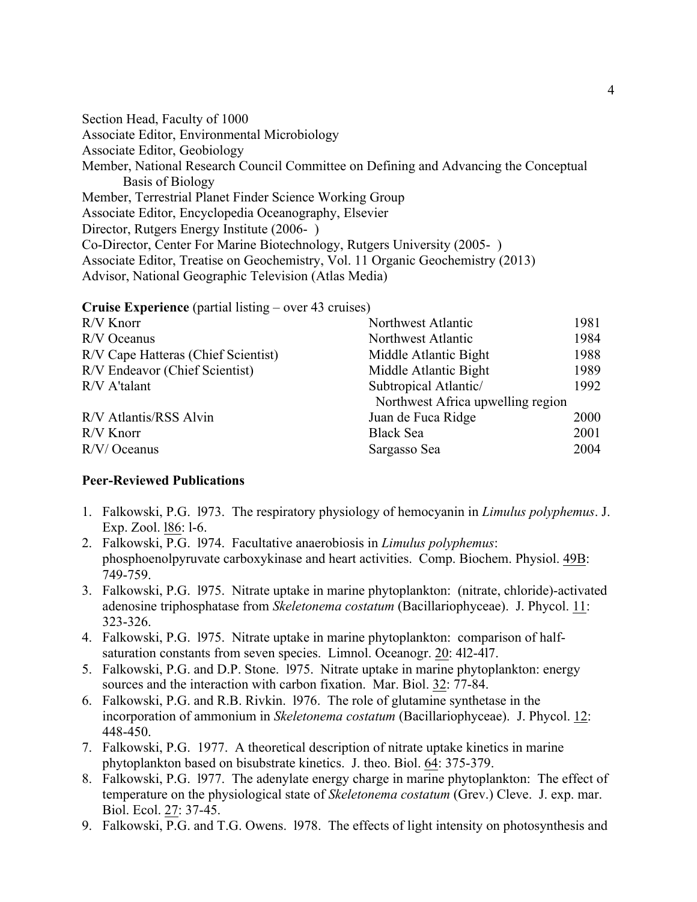Section Head, Faculty of 1000
Associate Editor, Environmental Microbiology
Associate Editor, Geobiology
Member, National Research Council Committee on Defining and Advancing the Conceptual Basis of Biology
Member, Terrestrial Planet Finder Science Working Group
Associate Editor, Encyclopedia Oceanography, Elsevier
Director, Rutgers Energy Institute (2006- )
Co-Director, Center For Marine Biotechnology, Rutgers University (2005- )
Associate Editor, Treatise on Geochemistry, Vol. 11 Organic Geochemistry (2013)
Advisor, National Geographic Television (Atlas Media)

**Cruise Experience** (partial listing – over 43 cruises)

| | | |
|---|---|---|
| R/V Knorr | Northwest Atlantic | 1981 |
| R/V Oceanus | Northwest Atlantic | 1984 |
| R/V Cape Hatteras (Chief Scientist) | Middle Atlantic Bight | 1988 |
| R/V Endeavor (Chief Scientist) | Middle Atlantic Bight | 1989 |
| R/V A'talant | Subtropical Atlantic/ Northwest Africa upwelling region | 1992 |
| R/V Atlantis/RSS Alvin | Juan de Fuca Ridge | 2000 |
| R/V Knorr | Black Sea | 2001 |
| R/V/ Oceanus | Sargasso Sea | 2004 |

**Peer-Reviewed Publications**

1. Falkowski, P.G. l973. The respiratory physiology of hemocyanin in *Limulus polyphemus*. J. Exp. Zool. l86: l-6.
2. Falkowski, P.G. l974. Facultative anaerobiosis in *Limulus polyphemus*: phosphoenolpyruvate carboxykinase and heart activities. Comp. Biochem. Physiol. 49B: 749-759.
3. Falkowski, P.G. l975. Nitrate uptake in marine phytoplankton: (nitrate, chloride)-activated adenosine triphosphatase from *Skeletonema costatum* (Bacillariophyceae). J. Phycol. 11: 323-326.
4. Falkowski, P.G. l975. Nitrate uptake in marine phytoplankton: comparison of half-saturation constants from seven species. Limnol. Oceanogr. 20: 4l2-4l7.
5. Falkowski, P.G. and D.P. Stone. l975. Nitrate uptake in marine phytoplankton: energy sources and the interaction with carbon fixation. Mar. Biol. 32: 77-84.
6. Falkowski, P.G. and R.B. Rivkin. l976. The role of glutamine synthetase in the incorporation of ammonium in *Skeletonema costatum* (Bacillariophyceae). J. Phycol. 12: 448-450.
7. Falkowski, P.G. 1977. A theoretical description of nitrate uptake kinetics in marine phytoplankton based on bisubstrate kinetics. J. theo. Biol. 64: 375-379.
8. Falkowski, P.G. l977. The adenylate energy charge in marine phytoplankton: The effect of temperature on the physiological state of *Skeletonema costatum* (Grev.) Cleve. J. exp. mar. Biol. Ecol. 27: 37-45.
9. Falkowski, P.G. and T.G. Owens. l978. The effects of light intensity on photosynthesis and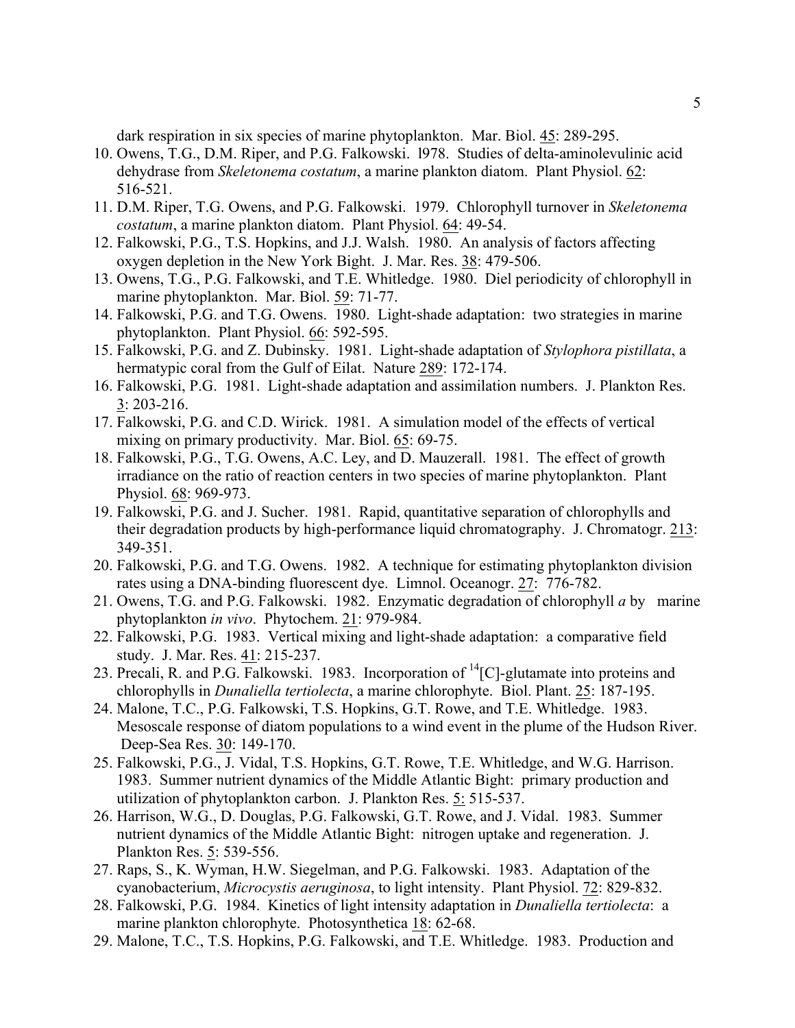dark respiration in six species of marine phytoplankton. Mar. Biol. 45: 289-295.

10. Owens, T.G., D.M. Riper, and P.G. Falkowski. l978. Studies of delta-aminolevulinic acid dehydrase from *Skeletonema costatum*, a marine plankton diatom. Plant Physiol. 62: 516-521.
11. D.M. Riper, T.G. Owens, and P.G. Falkowski. 1979. Chlorophyll turnover in *Skeletonema costatum*, a marine plankton diatom. Plant Physiol. 64: 49-54.
12. Falkowski, P.G., T.S. Hopkins, and J.J. Walsh. 1980. An analysis of factors affecting oxygen depletion in the New York Bight. J. Mar. Res. 38: 479-506.
13. Owens, T.G., P.G. Falkowski, and T.E. Whitledge. 1980. Diel periodicity of chlorophyll in marine phytoplankton. Mar. Biol. 59: 71-77.
14. Falkowski, P.G. and T.G. Owens. 1980. Light-shade adaptation: two strategies in marine phytoplankton. Plant Physiol. 66: 592-595.
15. Falkowski, P.G. and Z. Dubinsky. 1981. Light-shade adaptation of *Stylophora pistillata*, a hermatypic coral from the Gulf of Eilat. Nature 289: 172-174.
16. Falkowski, P.G. 1981. Light-shade adaptation and assimilation numbers. J. Plankton Res. 3: 203-216.
17. Falkowski, P.G. and C.D. Wirick. 1981. A simulation model of the effects of vertical mixing on primary productivity. Mar. Biol. 65: 69-75.
18. Falkowski, P.G., T.G. Owens, A.C. Ley, and D. Mauzerall. 1981. The effect of growth irradiance on the ratio of reaction centers in two species of marine phytoplankton. Plant Physiol. 68: 969-973.
19. Falkowski, P.G. and J. Sucher. 1981. Rapid, quantitative separation of chlorophylls and their degradation products by high-performance liquid chromatography. J. Chromatogr. 213: 349-351.
20. Falkowski, P.G. and T.G. Owens. 1982. A technique for estimating phytoplankton division rates using a DNA-binding fluorescent dye. Limnol. Oceanogr. 27: 776-782.
21. Owens, T.G. and P.G. Falkowski. 1982. Enzymatic degradation of chlorophyll *a* by marine phytoplankton *in vivo*. Phytochem. 21: 979-984.
22. Falkowski, P.G. 1983. Vertical mixing and light-shade adaptation: a comparative field study. J. Mar. Res. 41: 215-237.
23. Precali, R. and P.G. Falkowski. 1983. Incorporation of $^{14}$[C]-glutamate into proteins and chlorophylls in *Dunaliella tertiolecta*, a marine chlorophyte. Biol. Plant. 25: 187-195.
24. Malone, T.C., P.G. Falkowski, T.S. Hopkins, G.T. Rowe, and T.E. Whitledge. 1983. Mesoscale response of diatom populations to a wind event in the plume of the Hudson River. Deep-Sea Res. 30: 149-170.
25. Falkowski, P.G., J. Vidal, T.S. Hopkins, G.T. Rowe, T.E. Whitledge, and W.G. Harrison. 1983. Summer nutrient dynamics of the Middle Atlantic Bight: primary production and utilization of phytoplankton carbon. J. Plankton Res. 5: 515-537.
26. Harrison, W.G., D. Douglas, P.G. Falkowski, G.T. Rowe, and J. Vidal. 1983. Summer nutrient dynamics of the Middle Atlantic Bight: nitrogen uptake and regeneration. J. Plankton Res. 5: 539-556.
27. Raps, S., K. Wyman, H.W. Siegelman, and P.G. Falkowski. 1983. Adaptation of the cyanobacterium, *Microcystis aeruginosa*, to light intensity. Plant Physiol. 72: 829-832.
28. Falkowski, P.G. 1984. Kinetics of light intensity adaptation in *Dunaliella tertiolecta*: a marine plankton chlorophyte. Photosynthetica 18: 62-68.
29. Malone, T.C., T.S. Hopkins, P.G. Falkowski, and T.E. Whitledge. 1983. Production and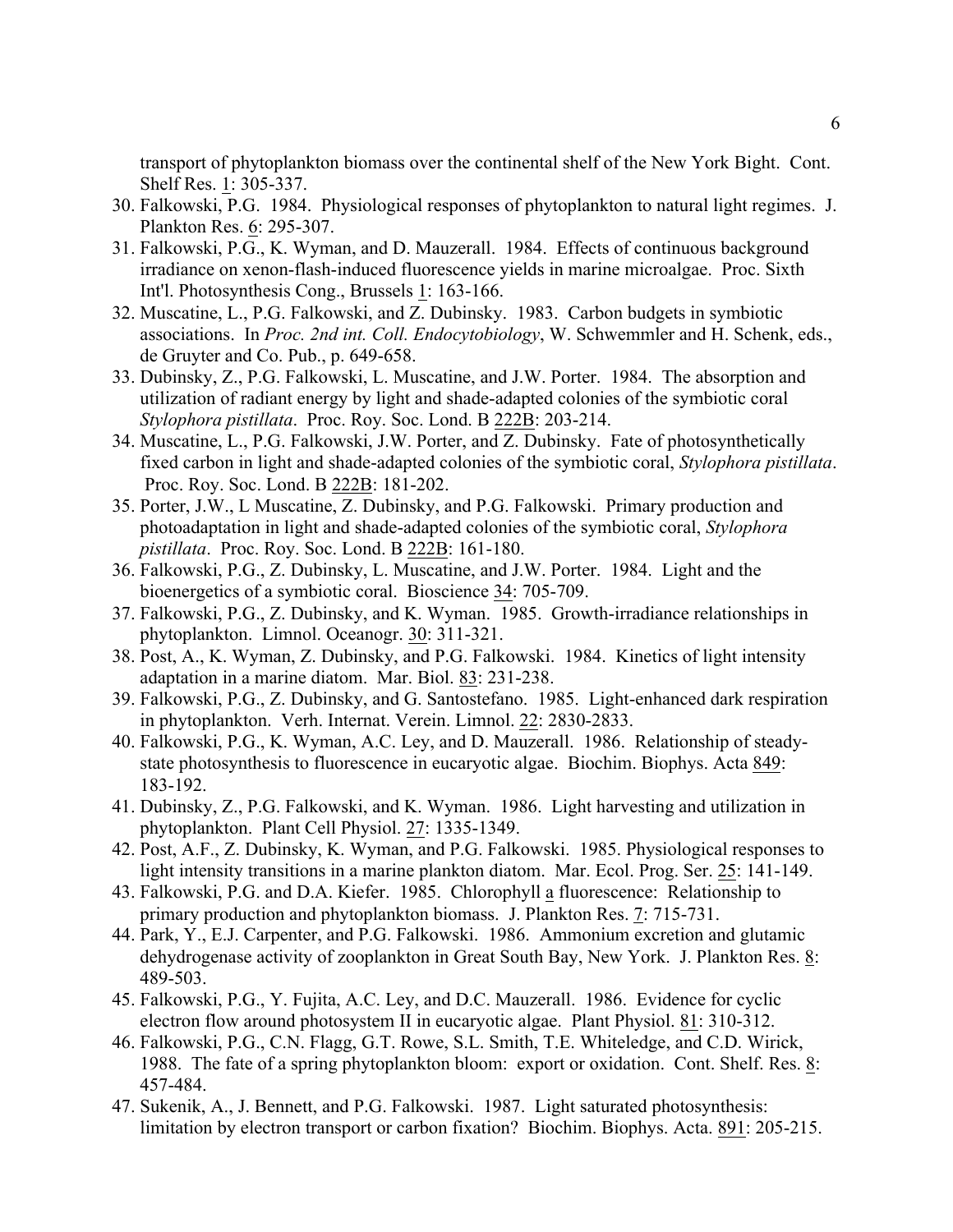transport of phytoplankton biomass over the continental shelf of the New York Bight. Cont. Shelf Res. 1: 305-337.

30. Falkowski, P.G. 1984. Physiological responses of phytoplankton to natural light regimes. J. Plankton Res. 6: 295-307.
31. Falkowski, P.G., K. Wyman, and D. Mauzerall. 1984. Effects of continuous background irradiance on xenon-flash-induced fluorescence yields in marine microalgae. Proc. Sixth Int'l. Photosynthesis Cong., Brussels 1: 163-166.
32. Muscatine, L., P.G. Falkowski, and Z. Dubinsky. 1983. Carbon budgets in symbiotic associations. In *Proc. 2nd int. Coll. Endocytobiology*, W. Schwemmler and H. Schenk, eds., de Gruyter and Co. Pub., p. 649-658.
33. Dubinsky, Z., P.G. Falkowski, L. Muscatine, and J.W. Porter. 1984. The absorption and utilization of radiant energy by light and shade-adapted colonies of the symbiotic coral *Stylophora pistillata*. Proc. Roy. Soc. Lond. B 222B: 203-214.
34. Muscatine, L., P.G. Falkowski, J.W. Porter, and Z. Dubinsky. Fate of photosynthetically fixed carbon in light and shade-adapted colonies of the symbiotic coral, *Stylophora pistillata*. Proc. Roy. Soc. Lond. B 222B: 181-202.
35. Porter, J.W., L Muscatine, Z. Dubinsky, and P.G. Falkowski. Primary production and photoadaptation in light and shade-adapted colonies of the symbiotic coral, *Stylophora pistillata*. Proc. Roy. Soc. Lond. B 222B: 161-180.
36. Falkowski, P.G., Z. Dubinsky, L. Muscatine, and J.W. Porter. 1984. Light and the bioenergetics of a symbiotic coral. Bioscience 34: 705-709.
37. Falkowski, P.G., Z. Dubinsky, and K. Wyman. 1985. Growth-irradiance relationships in phytoplankton. Limnol. Oceanogr. 30: 311-321.
38. Post, A., K. Wyman, Z. Dubinsky, and P.G. Falkowski. 1984. Kinetics of light intensity adaptation in a marine diatom. Mar. Biol. 83: 231-238.
39. Falkowski, P.G., Z. Dubinsky, and G. Santostefano. 1985. Light-enhanced dark respiration in phytoplankton. Verh. Internat. Verein. Limnol. 22: 2830-2833.
40. Falkowski, P.G., K. Wyman, A.C. Ley, and D. Mauzerall. 1986. Relationship of steady-state photosynthesis to fluorescence in eucaryotic algae. Biochim. Biophys. Acta 849: 183-192.
41. Dubinsky, Z., P.G. Falkowski, and K. Wyman. 1986. Light harvesting and utilization in phytoplankton. Plant Cell Physiol. 27: 1335-1349.
42. Post, A.F., Z. Dubinsky, K. Wyman, and P.G. Falkowski. 1985. Physiological responses to light intensity transitions in a marine plankton diatom. Mar. Ecol. Prog. Ser. 25: 141-149.
43. Falkowski, P.G. and D.A. Kiefer. 1985. Chlorophyll a fluorescence: Relationship to primary production and phytoplankton biomass. J. Plankton Res. 7: 715-731.
44. Park, Y., E.J. Carpenter, and P.G. Falkowski. 1986. Ammonium excretion and glutamic dehydrogenase activity of zooplankton in Great South Bay, New York. J. Plankton Res. 8: 489-503.
45. Falkowski, P.G., Y. Fujita, A.C. Ley, and D.C. Mauzerall. 1986. Evidence for cyclic electron flow around photosystem II in eucaryotic algae. Plant Physiol. 81: 310-312.
46. Falkowski, P.G., C.N. Flagg, G.T. Rowe, S.L. Smith, T.E. Whiteledge, and C.D. Wirick, 1988. The fate of a spring phytoplankton bloom: export or oxidation. Cont. Shelf. Res. 8: 457-484.
47. Sukenik, A., J. Bennett, and P.G. Falkowski. 1987. Light saturated photosynthesis: limitation by electron transport or carbon fixation? Biochim. Biophys. Acta. 891: 205-215.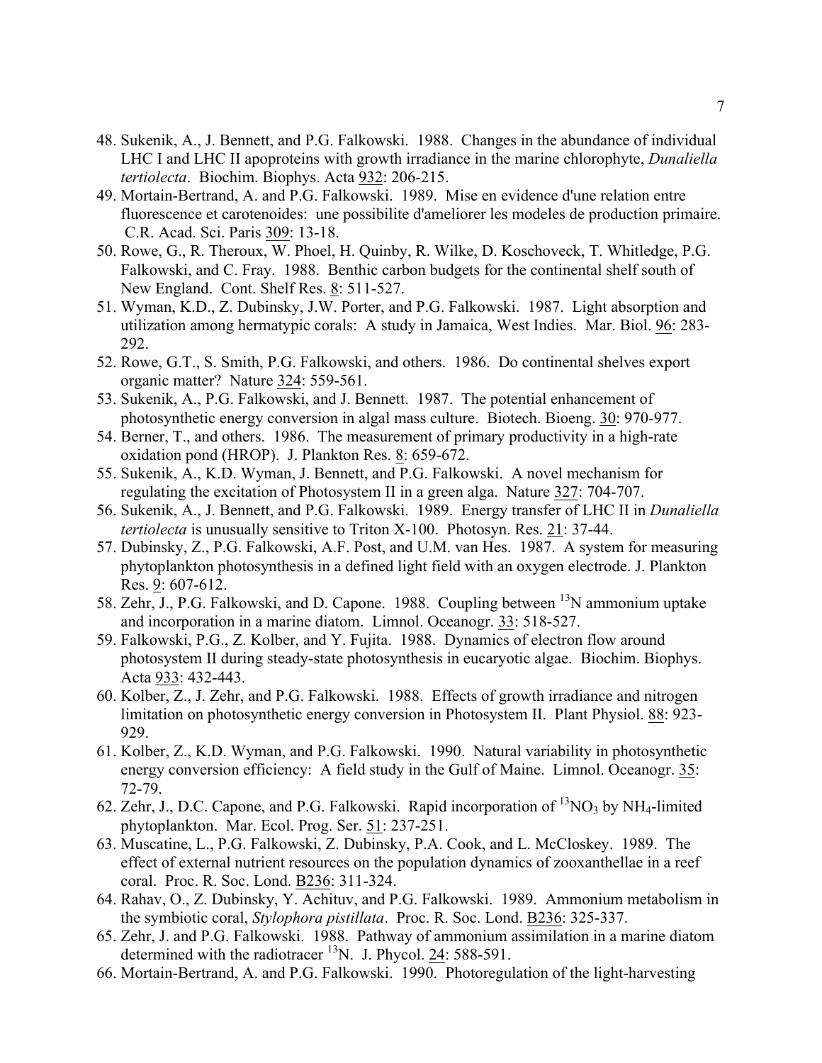48. Sukenik, A., J. Bennett, and P.G. Falkowski. 1988. Changes in the abundance of individual LHC I and LHC II apoproteins with growth irradiance in the marine chlorophyte, *Dunaliella tertiolecta*. Biochim. Biophys. Acta 932: 206-215.
49. Mortain-Bertrand, A. and P.G. Falkowski. 1989. Mise en evidence d'une relation entre fluorescence et carotenoides: une possibilite d'ameliorer les modeles de production primaire. C.R. Acad. Sci. Paris 309: 13-18.
50. Rowe, G., R. Theroux, W. Phoel, H. Quinby, R. Wilke, D. Koschoveck, T. Whitledge, P.G. Falkowski, and C. Fray. 1988. Benthic carbon budgets for the continental shelf south of New England. Cont. Shelf Res. 8: 511-527.
51. Wyman, K.D., Z. Dubinsky, J.W. Porter, and P.G. Falkowski. 1987. Light absorption and utilization among hermatypic corals: A study in Jamaica, West Indies. Mar. Biol. 96: 283-292.
52. Rowe, G.T., S. Smith, P.G. Falkowski, and others. 1986. Do continental shelves export organic matter? Nature 324: 559-561.
53. Sukenik, A., P.G. Falkowski, and J. Bennett. 1987. The potential enhancement of photosynthetic energy conversion in algal mass culture. Biotech. Bioeng. 30: 970-977.
54. Berner, T., and others. 1986. The measurement of primary productivity in a high-rate oxidation pond (HROP). J. Plankton Res. 8: 659-672.
55. Sukenik, A., K.D. Wyman, J. Bennett, and P.G. Falkowski. A novel mechanism for regulating the excitation of Photosystem II in a green alga. Nature 327: 704-707.
56. Sukenik, A., J. Bennett, and P.G. Falkowski. 1989. Energy transfer of LHC II in *Dunaliella tertiolecta* is unusually sensitive to Triton X-100. Photosyn. Res. 21: 37-44.
57. Dubinsky, Z., P.G. Falkowski, A.F. Post, and U.M. van Hes. 1987. A system for measuring phytoplankton photosynthesis in a defined light field with an oxygen electrode. J. Plankton Res. 9: 607-612.
58. Zehr, J., P.G. Falkowski, and D. Capone. 1988. Coupling between $^{13}N$ ammonium uptake and incorporation in a marine diatom. Limnol. Oceanogr. 33: 518-527.
59. Falkowski, P.G., Z. Kolber, and Y. Fujita. 1988. Dynamics of electron flow around photosystem II during steady-state photosynthesis in eucaryotic algae. Biochim. Biophys. Acta 933: 432-443.
60. Kolber, Z., J. Zehr, and P.G. Falkowski. 1988. Effects of growth irradiance and nitrogen limitation on photosynthetic energy conversion in Photosystem II. Plant Physiol. 88: 923-929.
61. Kolber, Z., K.D. Wyman, and P.G. Falkowski. 1990. Natural variability in photosynthetic energy conversion efficiency: A field study in the Gulf of Maine. Limnol. Oceanogr. 35: 72-79.
62. Zehr, J., D.C. Capone, and P.G. Falkowski. Rapid incorporation of $^{13}NO_3$ by $NH_4$-limited phytoplankton. Mar. Ecol. Prog. Ser. 51: 237-251.
63. Muscatine, L., P.G. Falkowski, Z. Dubinsky, P.A. Cook, and L. McCloskey. 1989. The effect of external nutrient resources on the population dynamics of zooxanthellae in a reef coral. Proc. R. Soc. Lond. B236: 311-324.
64. Rahav, O., Z. Dubinsky, Y. Achituv, and P.G. Falkowski. 1989. Ammonium metabolism in the symbiotic coral, *Stylophora pistillata*. Proc. R. Soc. Lond. B236: 325-337.
65. Zehr, J. and P.G. Falkowski. 1988. Pathway of ammonium assimilation in a marine diatom determined with the radiotracer $^{13}N$. J. Phycol. 24: 588-591.
66. Mortain-Bertrand, A. and P.G. Falkowski. 1990. Photoregulation of the light-harvesting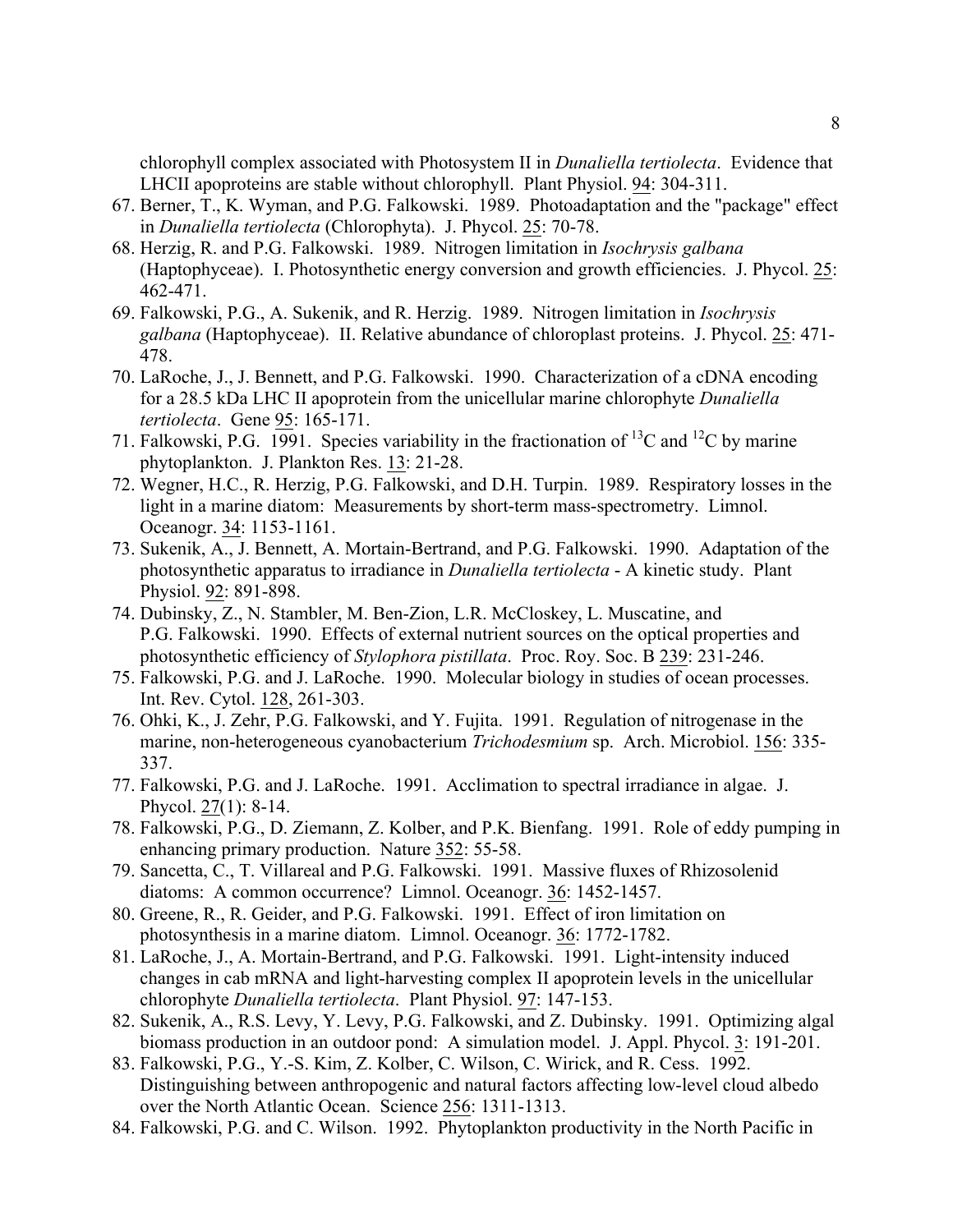chlorophyll complex associated with Photosystem II in *Dunaliella tertiolecta*. Evidence that LHCII apoproteins are stable without chlorophyll. Plant Physiol. 94: 304-311.

67. Berner, T., K. Wyman, and P.G. Falkowski. 1989. Photoadaptation and the "package" effect in *Dunaliella tertiolecta* (Chlorophyta). J. Phycol. 25: 70-78.
68. Herzig, R. and P.G. Falkowski. 1989. Nitrogen limitation in *Isochrysis galbana* (Haptophyceae). I. Photosynthetic energy conversion and growth efficiencies. J. Phycol. 25: 462-471.
69. Falkowski, P.G., A. Sukenik, and R. Herzig. 1989. Nitrogen limitation in *Isochrysis galbana* (Haptophyceae). II. Relative abundance of chloroplast proteins. J. Phycol. 25: 471-478.
70. LaRoche, J., J. Bennett, and P.G. Falkowski. 1990. Characterization of a cDNA encoding for a 28.5 kDa LHC II apoprotein from the unicellular marine chlorophyte *Dunaliella tertiolecta*. Gene 95: 165-171.
71. Falkowski, P.G. 1991. Species variability in the fractionation of $^{13}C$ and $^{12}C$ by marine phytoplankton. J. Plankton Res. 13: 21-28.
72. Wegner, H.C., R. Herzig, P.G. Falkowski, and D.H. Turpin. 1989. Respiratory losses in the light in a marine diatom: Measurements by short-term mass-spectrometry. Limnol. Oceanogr. 34: 1153-1161.
73. Sukenik, A., J. Bennett, A. Mortain-Bertrand, and P.G. Falkowski. 1990. Adaptation of the photosynthetic apparatus to irradiance in *Dunaliella tertiolecta* - A kinetic study. Plant Physiol. 92: 891-898.
74. Dubinsky, Z., N. Stambler, M. Ben-Zion, L.R. McCloskey, L. Muscatine, and P.G. Falkowski. 1990. Effects of external nutrient sources on the optical properties and photosynthetic efficiency of *Stylophora pistillata*. Proc. Roy. Soc. B 239: 231-246.
75. Falkowski, P.G. and J. LaRoche. 1990. Molecular biology in studies of ocean processes. Int. Rev. Cytol. 128, 261-303.
76. Ohki, K., J. Zehr, P.G. Falkowski, and Y. Fujita. 1991. Regulation of nitrogenase in the marine, non-heterogeneous cyanobacterium *Trichodesmium* sp. Arch. Microbiol. 156: 335-337.
77. Falkowski, P.G. and J. LaRoche. 1991. Acclimation to spectral irradiance in algae. J. Phycol. 27(1): 8-14.
78. Falkowski, P.G., D. Ziemann, Z. Kolber, and P.K. Bienfang. 1991. Role of eddy pumping in enhancing primary production. Nature 352: 55-58.
79. Sancetta, C., T. Villareal and P.G. Falkowski. 1991. Massive fluxes of Rhizosolenid diatoms: A common occurrence? Limnol. Oceanogr. 36: 1452-1457.
80. Greene, R., R. Geider, and P.G. Falkowski. 1991. Effect of iron limitation on photosynthesis in a marine diatom. Limnol. Oceanogr. 36: 1772-1782.
81. LaRoche, J., A. Mortain-Bertrand, and P.G. Falkowski. 1991. Light-intensity induced changes in cab mRNA and light-harvesting complex II apoprotein levels in the unicellular chlorophyte *Dunaliella tertiolecta*. Plant Physiol. 97: 147-153.
82. Sukenik, A., R.S. Levy, Y. Levy, P.G. Falkowski, and Z. Dubinsky. 1991. Optimizing algal biomass production in an outdoor pond: A simulation model. J. Appl. Phycol. 3: 191-201.
83. Falkowski, P.G., Y.-S. Kim, Z. Kolber, C. Wilson, C. Wirick, and R. Cess. 1992. Distinguishing between anthropogenic and natural factors affecting low-level cloud albedo over the North Atlantic Ocean. Science 256: 1311-1313.
84. Falkowski, P.G. and C. Wilson. 1992. Phytoplankton productivity in the North Pacific in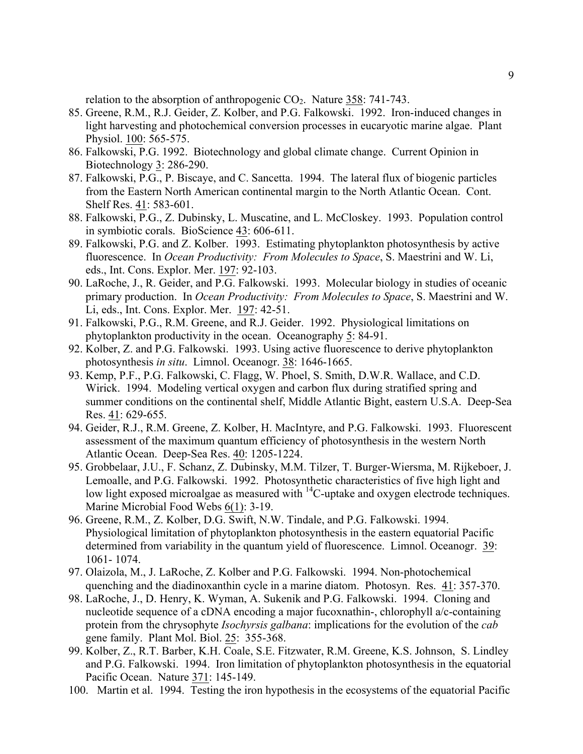relation to the absorption of anthropogenic $CO_2$. Nature 358: 741-743.

85. Greene, R.M., R.J. Geider, Z. Kolber, and P.G. Falkowski. 1992. Iron-induced changes in light harvesting and photochemical conversion processes in eucaryotic marine algae. Plant Physiol. 100: 565-575.
86. Falkowski, P.G. 1992. Biotechnology and global climate change. Current Opinion in Biotechnology 3: 286-290.
87. Falkowski, P.G., P. Biscaye, and C. Sancetta. 1994. The lateral flux of biogenic particles from the Eastern North American continental margin to the North Atlantic Ocean. Cont. Shelf Res. 41: 583-601.
88. Falkowski, P.G., Z. Dubinsky, L. Muscatine, and L. McCloskey. 1993. Population control in symbiotic corals. BioScience 43: 606-611.
89. Falkowski, P.G. and Z. Kolber. 1993. Estimating phytoplankton photosynthesis by active fluorescence. In *Ocean Productivity: From Molecules to Space*, S. Maestrini and W. Li, eds., Int. Cons. Explor. Mer. 197: 92-103.
90. LaRoche, J., R. Geider, and P.G. Falkowski. 1993. Molecular biology in studies of oceanic primary production. In *Ocean Productivity: From Molecules to Space*, S. Maestrini and W. Li, eds., Int. Cons. Explor. Mer. 197: 42-51.
91. Falkowski, P.G., R.M. Greene, and R.J. Geider. 1992. Physiological limitations on phytoplankton productivity in the ocean. Oceanography 5: 84-91.
92. Kolber, Z. and P.G. Falkowski. 1993. Using active fluorescence to derive phytoplankton photosynthesis *in situ*. Limnol. Oceanogr. 38: 1646-1665.
93. Kemp, P.F., P.G. Falkowski, C. Flagg, W. Phoel, S. Smith, D.W.R. Wallace, and C.D. Wirick. 1994. Modeling vertical oxygen and carbon flux during stratified spring and summer conditions on the continental shelf, Middle Atlantic Bight, eastern U.S.A. Deep-Sea Res. 41: 629-655.
94. Geider, R.J., R.M. Greene, Z. Kolber, H. MacIntyre, and P.G. Falkowski. 1993. Fluorescent assessment of the maximum quantum efficiency of photosynthesis in the western North Atlantic Ocean. Deep-Sea Res. 40: 1205-1224.
95. Grobbelaar, J.U., F. Schanz, Z. Dubinsky, M.M. Tilzer, T. Burger-Wiersma, M. Rijkeboer, J. Lemoalle, and P.G. Falkowski. 1992. Photosynthetic characteristics of five high light and low light exposed microalgae as measured with $^{14}C$-uptake and oxygen electrode techniques. Marine Microbial Food Webs 6(1): 3-19.
96. Greene, R.M., Z. Kolber, D.G. Swift, N.W. Tindale, and P.G. Falkowski. 1994. Physiological limitation of phytoplankton photosynthesis in the eastern equatorial Pacific determined from variability in the quantum yield of fluorescence. Limnol. Oceanogr. 39: 1061- 1074.
97. Olaizola, M., J. LaRoche, Z. Kolber and P.G. Falkowski. 1994. Non-photochemical quenching and the diadinoxanthin cycle in a marine diatom. Photosyn. Res. 41: 357-370.
98. LaRoche, J., D. Henry, K. Wyman, A. Sukenik and P.G. Falkowski. 1994. Cloning and nucleotide sequence of a cDNA encoding a major fucoxnathin-, chlorophyll a/c-containing protein from the chrysophyte *Isochyrsis galbana*: implications for the evolution of the *cab* gene family. Plant Mol. Biol. 25: 355-368.
99. Kolber, Z., R.T. Barber, K.H. Coale, S.E. Fitzwater, R.M. Greene, K.S. Johnson, S. Lindley and P.G. Falkowski. 1994. Iron limitation of phytoplankton photosynthesis in the equatorial Pacific Ocean. Nature 371: 145-149.
100. Martin et al. 1994. Testing the iron hypothesis in the ecosystems of the equatorial Pacific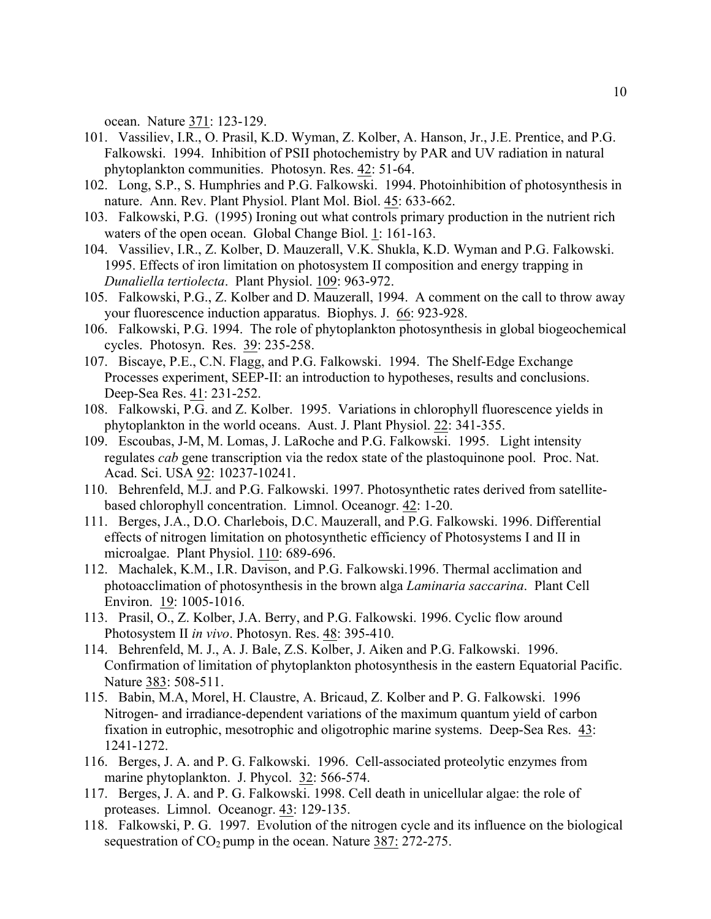ocean. Nature 371: 123-129.

101. Vassiliev, I.R., O. Prasil, K.D. Wyman, Z. Kolber, A. Hanson, Jr., J.E. Prentice, and P.G. Falkowski. 1994. Inhibition of PSII photochemistry by PAR and UV radiation in natural phytoplankton communities. Photosyn. Res. 42: 51-64.
102. Long, S.P., S. Humphries and P.G. Falkowski. 1994. Photoinhibition of photosynthesis in nature. Ann. Rev. Plant Physiol. Plant Mol. Biol. 45: 633-662.
103. Falkowski, P.G. (1995) Ironing out what controls primary production in the nutrient rich waters of the open ocean. Global Change Biol. 1: 161-163.
104. Vassiliev, I.R., Z. Kolber, D. Mauzerall, V.K. Shukla, K.D. Wyman and P.G. Falkowski. 1995. Effects of iron limitation on photosystem II composition and energy trapping in *Dunaliella tertiolecta*. Plant Physiol. 109: 963-972.
105. Falkowski, P.G., Z. Kolber and D. Mauzerall, 1994. A comment on the call to throw away your fluorescence induction apparatus. Biophys. J. 66: 923-928.
106. Falkowski, P.G. 1994. The role of phytoplankton photosynthesis in global biogeochemical cycles. Photosyn. Res. 39: 235-258.
107. Biscaye, P.E., C.N. Flagg, and P.G. Falkowski. 1994. The Shelf-Edge Exchange Processes experiment, SEEP-II: an introduction to hypotheses, results and conclusions. Deep-Sea Res. 41: 231-252.
108. Falkowski, P.G. and Z. Kolber. 1995. Variations in chlorophyll fluorescence yields in phytoplankton in the world oceans. Aust. J. Plant Physiol. 22: 341-355.
109. Escoubas, J-M, M. Lomas, J. LaRoche and P.G. Falkowski. 1995. Light intensity regulates *cab* gene transcription via the redox state of the plastoquinone pool. Proc. Nat. Acad. Sci. USA 92: 10237-10241.
110. Behrenfeld, M.J. and P.G. Falkowski. 1997. Photosynthetic rates derived from satellite-based chlorophyll concentration. Limnol. Oceanogr. 42: 1-20.
111. Berges, J.A., D.O. Charlebois, D.C. Mauzerall, and P.G. Falkowski. 1996. Differential effects of nitrogen limitation on photosynthetic efficiency of Photosystems I and II in microalgae. Plant Physiol. 110: 689-696.
112. Machalek, K.M., I.R. Davison, and P.G. Falkowski.1996. Thermal acclimation and photoacclimation of photosynthesis in the brown alga *Laminaria saccarina*. Plant Cell Environ. 19: 1005-1016.
113. Prasil, O., Z. Kolber, J.A. Berry, and P.G. Falkowski. 1996. Cyclic flow around Photosystem II *in vivo*. Photosyn. Res. 48: 395-410.
114. Behrenfeld, M. J., A. J. Bale, Z.S. Kolber, J. Aiken and P.G. Falkowski. 1996. Confirmation of limitation of phytoplankton photosynthesis in the eastern Equatorial Pacific. Nature 383: 508-511.
115. Babin, M.A, Morel, H. Claustre, A. Bricaud, Z. Kolber and P. G. Falkowski. 1996 Nitrogen- and irradiance-dependent variations of the maximum quantum yield of carbon fixation in eutrophic, mesotrophic and oligotrophic marine systems. Deep-Sea Res. 43: 1241-1272.
116. Berges, J. A. and P. G. Falkowski. 1996. Cell-associated proteolytic enzymes from marine phytoplankton. J. Phycol. 32: 566-574.
117. Berges, J. A. and P. G. Falkowski. 1998. Cell death in unicellular algae: the role of proteases. Limnol. Oceanogr. 43: 129-135.
118. Falkowski, P. G. 1997. Evolution of the nitrogen cycle and its influence on the biological sequestration of $CO_2$ pump in the ocean. Nature 387: 272-275.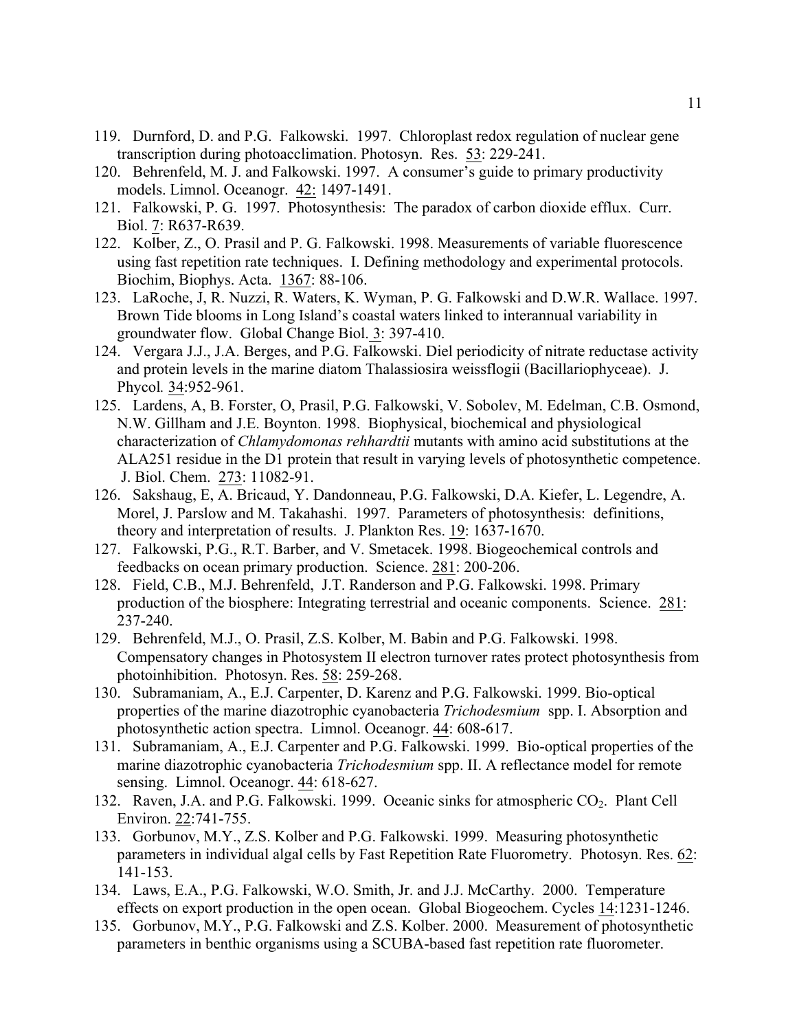119. Durnford, D. and P.G. Falkowski. 1997. Chloroplast redox regulation of nuclear gene transcription during photoacclimation. Photosyn. Res. 53: 229-241.
120. Behrenfeld, M. J. and Falkowski. 1997. A consumer's guide to primary productivity models. Limnol. Oceanogr. 42: 1497-1491.
121. Falkowski, P. G. 1997. Photosynthesis: The paradox of carbon dioxide efflux. Curr. Biol. 7: R637-R639.
122. Kolber, Z., O. Prasil and P. G. Falkowski. 1998. Measurements of variable fluorescence using fast repetition rate techniques. I. Defining methodology and experimental protocols. Biochim, Biophys. Acta. 1367: 88-106.
123. LaRoche, J, R. Nuzzi, R. Waters, K. Wyman, P. G. Falkowski and D.W.R. Wallace. 1997. Brown Tide blooms in Long Island's coastal waters linked to interannual variability in groundwater flow. Global Change Biol. 3: 397-410.
124. Vergara J.J., J.A. Berges, and P.G. Falkowski. Diel periodicity of nitrate reductase activity and protein levels in the marine diatom Thalassiosira weissflogii (Bacillariophyceae). J. Phycol. 34:952-961.
125. Lardens, A, B. Forster, O, Prasil, P.G. Falkowski, V. Sobolev, M. Edelman, C.B. Osmond, N.W. Gillham and J.E. Boynton. 1998. Biophysical, biochemical and physiological characterization of *Chlamydomonas rehhardtii* mutants with amino acid substitutions at the ALA251 residue in the D1 protein that result in varying levels of photosynthetic competence. J. Biol. Chem. 273: 11082-91.
126. Sakshaug, E, A. Bricaud, Y. Dandonneau, P.G. Falkowski, D.A. Kiefer, L. Legendre, A. Morel, J. Parslow and M. Takahashi. 1997. Parameters of photosynthesis: definitions, theory and interpretation of results. J. Plankton Res. 19: 1637-1670.
127. Falkowski, P.G., R.T. Barber, and V. Smetacek. 1998. Biogeochemical controls and feedbacks on ocean primary production. Science. 281: 200-206.
128. Field, C.B., M.J. Behrenfeld, J.T. Randerson and P.G. Falkowski. 1998. Primary production of the biosphere: Integrating terrestrial and oceanic components. Science. 281: 237-240.
129. Behrenfeld, M.J., O. Prasil, Z.S. Kolber, M. Babin and P.G. Falkowski. 1998. Compensatory changes in Photosystem II electron turnover rates protect photosynthesis from photoinhibition. Photosyn. Res. 58: 259-268.
130. Subramaniam, A., E.J. Carpenter, D. Karenz and P.G. Falkowski. 1999. Bio-optical properties of the marine diazotrophic cyanobacteria *Trichodesmium* spp. I. Absorption and photosynthetic action spectra. Limnol. Oceanogr. 44: 608-617.
131. Subramaniam, A., E.J. Carpenter and P.G. Falkowski. 1999. Bio-optical properties of the marine diazotrophic cyanobacteria *Trichodesmium* spp. II. A reflectance model for remote sensing. Limnol. Oceanogr. 44: 618-627.
132. Raven, J.A. and P.G. Falkowski. 1999. Oceanic sinks for atmospheric $CO_2$. Plant Cell Environ. 22:741-755.
133. Gorbunov, M.Y., Z.S. Kolber and P.G. Falkowski. 1999. Measuring photosynthetic parameters in individual algal cells by Fast Repetition Rate Fluorometry. Photosyn. Res. 62: 141-153.
134. Laws, E.A., P.G. Falkowski, W.O. Smith, Jr. and J.J. McCarthy. 2000. Temperature effects on export production in the open ocean. Global Biogeochem. Cycles 14:1231-1246.
135. Gorbunov, M.Y., P.G. Falkowski and Z.S. Kolber. 2000. Measurement of photosynthetic parameters in benthic organisms using a SCUBA-based fast repetition rate fluorometer.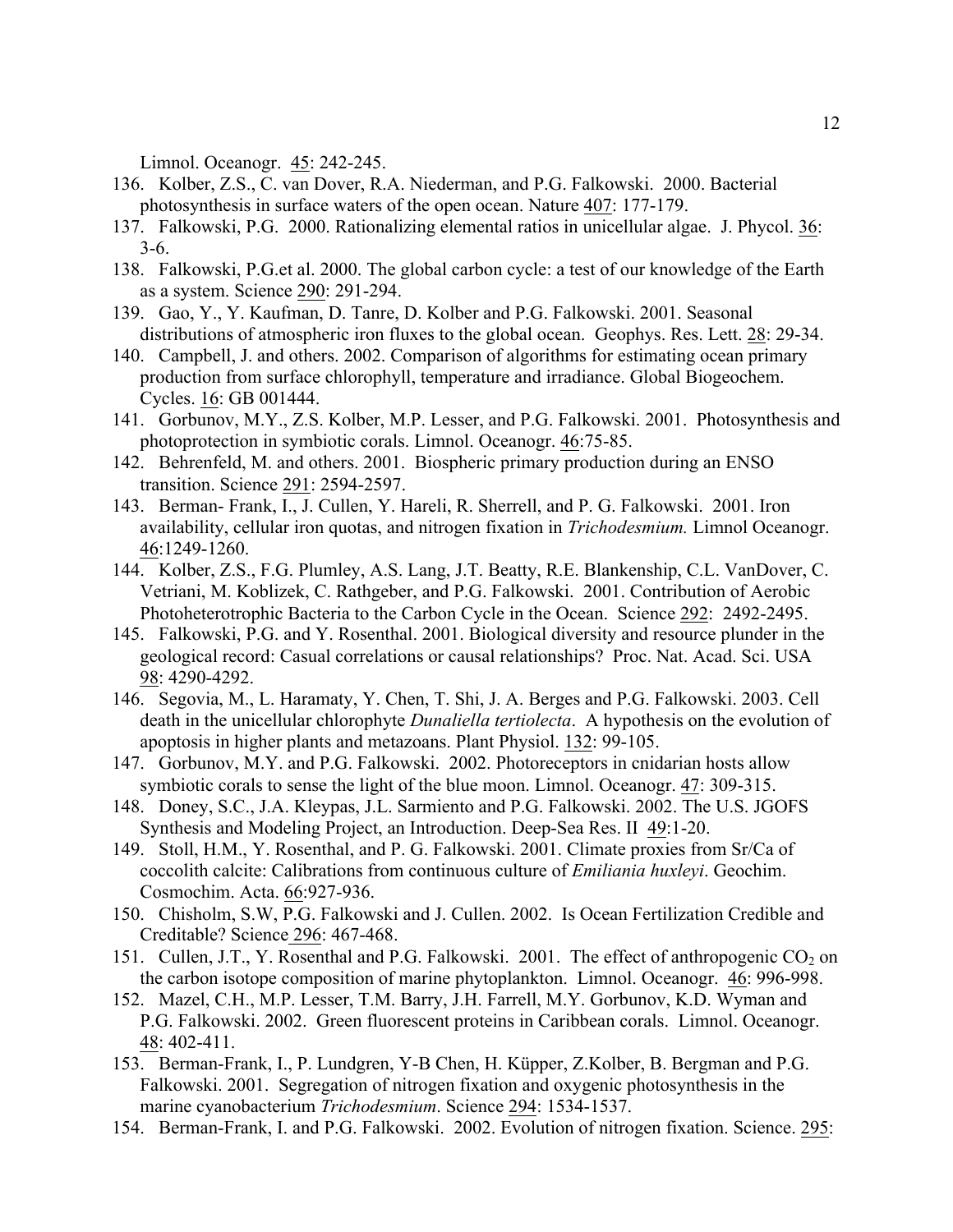Limnol. Oceanogr. 45: 242-245.

136. Kolber, Z.S., C. van Dover, R.A. Niederman, and P.G. Falkowski. 2000. Bacterial photosynthesis in surface waters of the open ocean. Nature 407: 177-179.
137. Falkowski, P.G. 2000. Rationalizing elemental ratios in unicellular algae. J. Phycol. 36: 3-6.
138. Falkowski, P.G.et al. 2000. The global carbon cycle: a test of our knowledge of the Earth as a system. Science 290: 291-294.
139. Gao, Y., Y. Kaufman, D. Tanre, D. Kolber and P.G. Falkowski. 2001. Seasonal distributions of atmospheric iron fluxes to the global ocean. Geophys. Res. Lett. 28: 29-34.
140. Campbell, J. and others. 2002. Comparison of algorithms for estimating ocean primary production from surface chlorophyll, temperature and irradiance. Global Biogeochem. Cycles. 16: GB 001444.
141. Gorbunov, M.Y., Z.S. Kolber, M.P. Lesser, and P.G. Falkowski. 2001. Photosynthesis and photoprotection in symbiotic corals. Limnol. Oceanogr. 46:75-85.
142. Behrenfeld, M. and others. 2001. Biospheric primary production during an ENSO transition. Science 291: 2594-2597.
143. Berman- Frank, I., J. Cullen, Y. Hareli, R. Sherrell, and P. G. Falkowski. 2001. Iron availability, cellular iron quotas, and nitrogen fixation in *Trichodesmium.* Limnol Oceanogr. 46:1249-1260.
144. Kolber, Z.S., F.G. Plumley, A.S. Lang, J.T. Beatty, R.E. Blankenship, C.L. VanDover, C. Vetriani, M. Koblizek, C. Rathgeber, and P.G. Falkowski. 2001. Contribution of Aerobic Photoheterotrophic Bacteria to the Carbon Cycle in the Ocean. Science 292: 2492-2495.
145. Falkowski, P.G. and Y. Rosenthal. 2001. Biological diversity and resource plunder in the geological record: Casual correlations or causal relationships? Proc. Nat. Acad. Sci. USA 98: 4290-4292.
146. Segovia, M., L. Haramaty, Y. Chen, T. Shi, J. A. Berges and P.G. Falkowski. 2003. Cell death in the unicellular chlorophyte *Dunaliella tertiolecta*. A hypothesis on the evolution of apoptosis in higher plants and metazoans. Plant Physiol. 132: 99-105.
147. Gorbunov, M.Y. and P.G. Falkowski. 2002. Photoreceptors in cnidarian hosts allow symbiotic corals to sense the light of the blue moon. Limnol. Oceanogr. 47: 309-315.
148. Doney, S.C., J.A. Kleypas, J.L. Sarmiento and P.G. Falkowski. 2002. The U.S. JGOFS Synthesis and Modeling Project, an Introduction. Deep-Sea Res. II 49:1-20.
149. Stoll, H.M., Y. Rosenthal, and P. G. Falkowski. 2001. Climate proxies from Sr/Ca of coccolith calcite: Calibrations from continuous culture of *Emiliania huxleyi*. Geochim. Cosmochim. Acta. 66:927-936.
150. Chisholm, S.W, P.G. Falkowski and J. Cullen. 2002. Is Ocean Fertilization Credible and Creditable? Science 296: 467-468.
151. Cullen, J.T., Y. Rosenthal and P.G. Falkowski. 2001. The effect of anthropogenic $CO_2$ on the carbon isotope composition of marine phytoplankton. Limnol. Oceanogr. 46: 996-998.
152. Mazel, C.H., M.P. Lesser, T.M. Barry, J.H. Farrell, M.Y. Gorbunov, K.D. Wyman and P.G. Falkowski. 2002. Green fluorescent proteins in Caribbean corals. Limnol. Oceanogr. 48: 402-411.
153. Berman-Frank, I., P. Lundgren, Y-B Chen, H. Küpper, Z.Kolber, B. Bergman and P.G. Falkowski. 2001. Segregation of nitrogen fixation and oxygenic photosynthesis in the marine cyanobacterium *Trichodesmium*. Science 294: 1534-1537.
154. Berman-Frank, I. and P.G. Falkowski. 2002. Evolution of nitrogen fixation. Science. 295: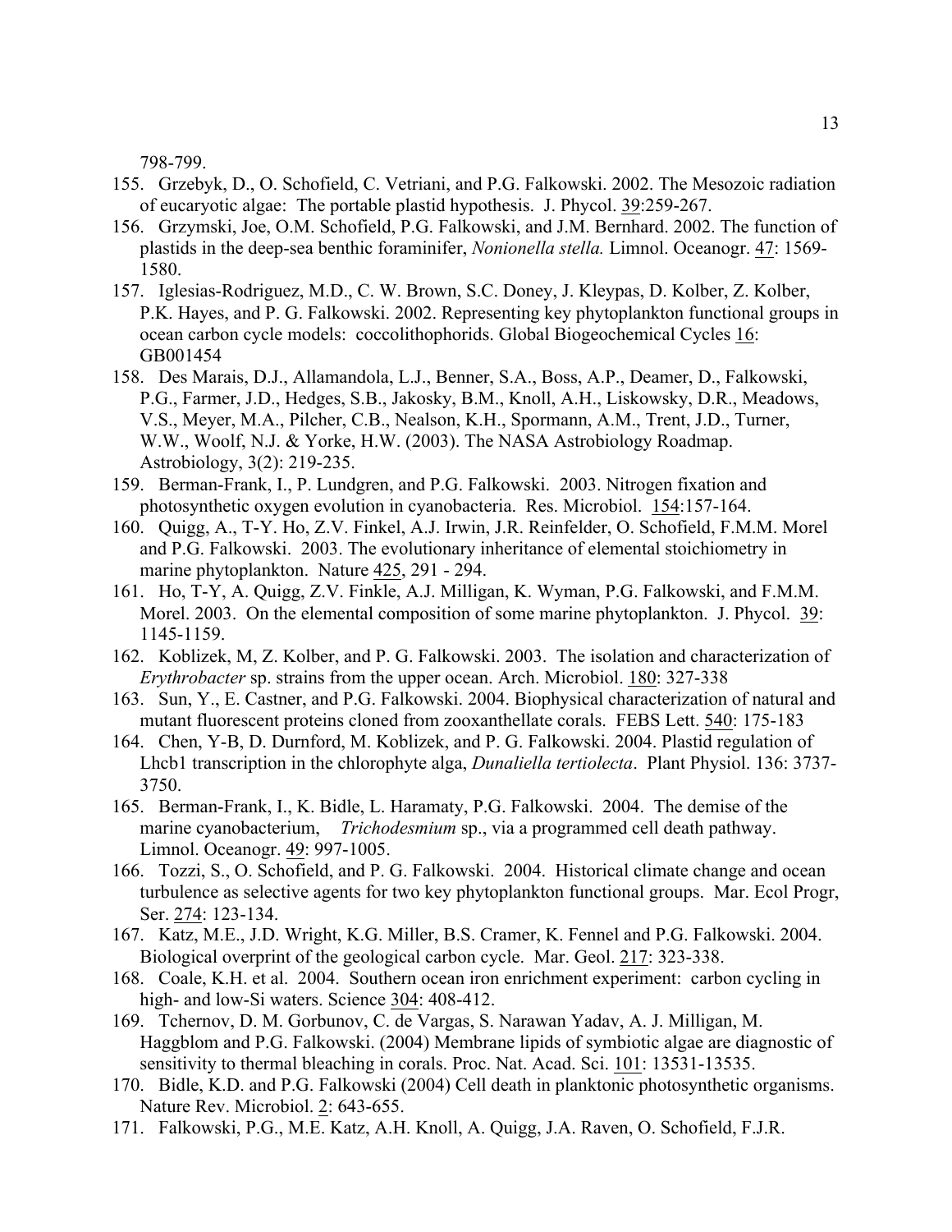798-799.

155. Grzebyk, D., O. Schofield, C. Vetriani, and P.G. Falkowski. 2002. The Mesozoic radiation of eucaryotic algae: The portable plastid hypothesis. J. Phycol. 39:259-267.
156. Grzymski, Joe, O.M. Schofield, P.G. Falkowski, and J.M. Bernhard. 2002. The function of plastids in the deep-sea benthic foraminifer, *Nonionella stella.* Limnol. Oceanogr. 47: 1569-1580.
157. Iglesias-Rodriguez, M.D., C. W. Brown, S.C. Doney, J. Kleypas, D. Kolber, Z. Kolber, P.K. Hayes, and P. G. Falkowski. 2002. Representing key phytoplankton functional groups in ocean carbon cycle models: coccolithophorids. Global Biogeochemical Cycles 16: GB001454
158. Des Marais, D.J., Allamandola, L.J., Benner, S.A., Boss, A.P., Deamer, D., Falkowski, P.G., Farmer, J.D., Hedges, S.B., Jakosky, B.M., Knoll, A.H., Liskowsky, D.R., Meadows, V.S., Meyer, M.A., Pilcher, C.B., Nealson, K.H., Spormann, A.M., Trent, J.D., Turner, W.W., Woolf, N.J. & Yorke, H.W. (2003). The NASA Astrobiology Roadmap. Astrobiology, 3(2): 219-235.
159. Berman-Frank, I., P. Lundgren, and P.G. Falkowski. 2003. Nitrogen fixation and photosynthetic oxygen evolution in cyanobacteria. Res. Microbiol. 154:157-164.
160. Quigg, A., T-Y. Ho, Z.V. Finkel, A.J. Irwin, J.R. Reinfelder, O. Schofield, F.M.M. Morel and P.G. Falkowski. 2003. The evolutionary inheritance of elemental stoichiometry in marine phytoplankton. Nature 425, 291 - 294.
161. Ho, T-Y, A. Quigg, Z.V. Finkle, A.J. Milligan, K. Wyman, P.G. Falkowski, and F.M.M. Morel. 2003. On the elemental composition of some marine phytoplankton. J. Phycol. 39: 1145-1159.
162. Koblizek, M, Z. Kolber, and P. G. Falkowski. 2003. The isolation and characterization of *Erythrobacter* sp. strains from the upper ocean. Arch. Microbiol. 180: 327-338
163. Sun, Y., E. Castner, and P.G. Falkowski. 2004. Biophysical characterization of natural and mutant fluorescent proteins cloned from zooxanthellate corals. FEBS Lett. 540: 175-183
164. Chen, Y-B, D. Durnford, M. Koblizek, and P. G. Falkowski. 2004. Plastid regulation of Lhcb1 transcription in the chlorophyte alga, *Dunaliella tertiolecta*. Plant Physiol. 136: 3737-3750.
165. Berman-Frank, I., K. Bidle, L. Haramaty, P.G. Falkowski. 2004. The demise of the marine cyanobacterium, *Trichodesmium* sp., via a programmed cell death pathway. Limnol. Oceanogr. 49: 997-1005.
166. Tozzi, S., O. Schofield, and P. G. Falkowski. 2004. Historical climate change and ocean turbulence as selective agents for two key phytoplankton functional groups. Mar. Ecol Progr, Ser. 274: 123-134.
167. Katz, M.E., J.D. Wright, K.G. Miller, B.S. Cramer, K. Fennel and P.G. Falkowski. 2004. Biological overprint of the geological carbon cycle. Mar. Geol. 217: 323-338.
168. Coale, K.H. et al. 2004. Southern ocean iron enrichment experiment: carbon cycling in high- and low-Si waters. Science 304: 408-412.
169. Tchernov, D. M. Gorbunov, C. de Vargas, S. Narawan Yadav, A. J. Milligan, M. Haggblom and P.G. Falkowski. (2004) Membrane lipids of symbiotic algae are diagnostic of sensitivity to thermal bleaching in corals. Proc. Nat. Acad. Sci. 101: 13531-13535.
170. Bidle, K.D. and P.G. Falkowski (2004) Cell death in planktonic photosynthetic organisms. Nature Rev. Microbiol. 2: 643-655.
171. Falkowski, P.G., M.E. Katz, A.H. Knoll, A. Quigg, J.A. Raven, O. Schofield, F.J.R.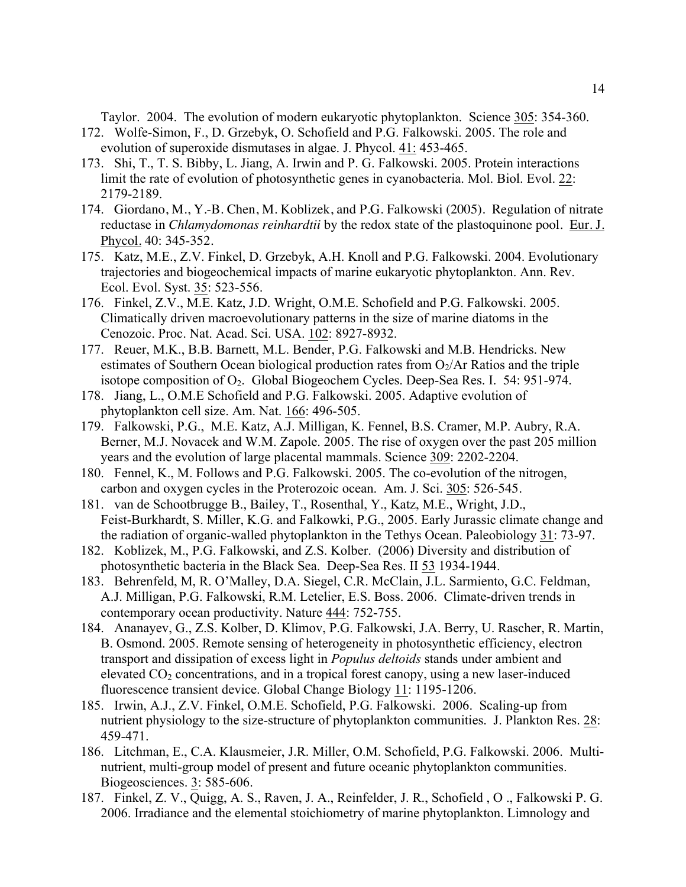Taylor. 2004. The evolution of modern eukaryotic phytoplankton. Science 305: 354-360.

172. Wolfe-Simon, F., D. Grzebyk, O. Schofield and P.G. Falkowski. 2005. The role and evolution of superoxide dismutases in algae. J. Phycol. 41: 453-465.
173. Shi, T., T. S. Bibby, L. Jiang, A. Irwin and P. G. Falkowski. 2005. Protein interactions limit the rate of evolution of photosynthetic genes in cyanobacteria. Mol. Biol. Evol. 22: 2179-2189.
174. Giordano, M., Y.-B. Chen, M. Koblizek, and P.G. Falkowski (2005). Regulation of nitrate reductase in *Chlamydomonas reinhardtii* by the redox state of the plastoquinone pool. Eur. J. Phycol. 40: 345-352.
175. Katz, M.E., Z.V. Finkel, D. Grzebyk, A.H. Knoll and P.G. Falkowski. 2004. Evolutionary trajectories and biogeochemical impacts of marine eukaryotic phytoplankton. Ann. Rev. Ecol. Evol. Syst. 35: 523-556.
176. Finkel, Z.V., M.E. Katz, J.D. Wright, O.M.E. Schofield and P.G. Falkowski. 2005. Climatically driven macroevolutionary patterns in the size of marine diatoms in the Cenozoic. Proc. Nat. Acad. Sci. USA. 102: 8927-8932.
177. Reuer, M.K., B.B. Barnett, M.L. Bender, P.G. Falkowski and M.B. Hendricks. New estimates of Southern Ocean biological production rates from $O_2$/Ar Ratios and the triple isotope composition of $O_2$. Global Biogeochem Cycles. Deep-Sea Res. I. 54: 951-974.
178. Jiang, L., O.M.E Schofield and P.G. Falkowski. 2005. Adaptive evolution of phytoplankton cell size. Am. Nat. 166: 496-505.
179. Falkowski, P.G., M.E. Katz, A.J. Milligan, K. Fennel, B.S. Cramer, M.P. Aubry, R.A. Berner, M.J. Novacek and W.M. Zapole. 2005. The rise of oxygen over the past 205 million years and the evolution of large placental mammals. Science 309: 2202-2204.
180. Fennel, K., M. Follows and P.G. Falkowski. 2005. The co-evolution of the nitrogen, carbon and oxygen cycles in the Proterozoic ocean. Am. J. Sci. 305: 526-545.
181. van de Schootbrugge B., Bailey, T., Rosenthal, Y., Katz, M.E., Wright, J.D., Feist-Burkhardt, S. Miller, K.G. and Falkowki, P.G., 2005. Early Jurassic climate change and the radiation of organic-walled phytoplankton in the Tethys Ocean. Paleobiology 31: 73-97.
182. Koblizek, M., P.G. Falkowski, and Z.S. Kolber. (2006) Diversity and distribution of photosynthetic bacteria in the Black Sea. Deep-Sea Res. II 53 1934-1944.
183. Behrenfeld, M, R. O'Malley, D.A. Siegel, C.R. McClain, J.L. Sarmiento, G.C. Feldman, A.J. Milligan, P.G. Falkowski, R.M. Letelier, E.S. Boss. 2006. Climate-driven trends in contemporary ocean productivity. Nature 444: 752-755.
184. Ananayev, G., Z.S. Kolber, D. Klimov, P.G. Falkowski, J.A. Berry, U. Rascher, R. Martin, B. Osmond. 2005. Remote sensing of heterogeneity in photosynthetic efficiency, electron transport and dissipation of excess light in *Populus deltoids* stands under ambient and elevated $CO_2$ concentrations, and in a tropical forest canopy, using a new laser-induced fluorescence transient device. Global Change Biology 11: 1195-1206.
185. Irwin, A.J., Z.V. Finkel, O.M.E. Schofield, P.G. Falkowski. 2006. Scaling-up from nutrient physiology to the size-structure of phytoplankton communities. J. Plankton Res. 28: 459-471.
186. Litchman, E., C.A. Klausmeier, J.R. Miller, O.M. Schofield, P.G. Falkowski. 2006. Multi-nutrient, multi-group model of present and future oceanic phytoplankton communities. Biogeosciences. 3: 585-606.
187. Finkel, Z. V., Quigg, A. S., Raven, J. A., Reinfelder, J. R., Schofield , O ., Falkowski P. G. 2006. Irradiance and the elemental stoichiometry of marine phytoplankton. Limnology and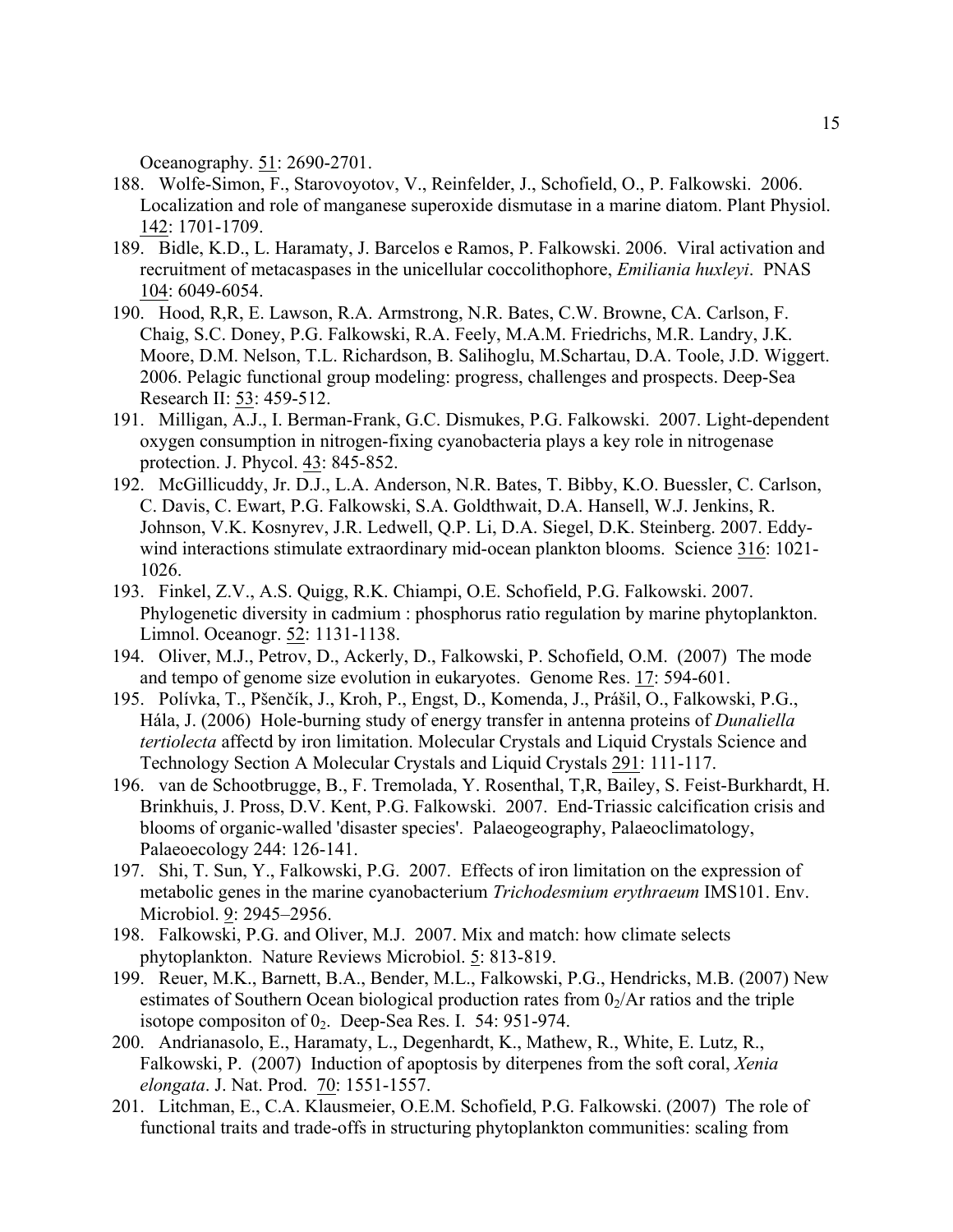Oceanography. 51: 2690-2701.

188. Wolfe-Simon, F., Starovoyotov, V., Reinfelder, J., Schofield, O., P. Falkowski. 2006. Localization and role of manganese superoxide dismutase in a marine diatom. Plant Physiol. 142: 1701-1709.
189. Bidle, K.D., L. Haramaty, J. Barcelos e Ramos, P. Falkowski. 2006. Viral activation and recruitment of metacaspases in the unicellular coccolithophore, *Emiliania huxleyi*. PNAS 104: 6049-6054.
190. Hood, R,R, E. Lawson, R.A. Armstrong, N.R. Bates, C.W. Browne, CA. Carlson, F. Chaig, S.C. Doney, P.G. Falkowski, R.A. Feely, M.A.M. Friedrichs, M.R. Landry, J.K. Moore, D.M. Nelson, T.L. Richardson, B. Salihoglu, M.Schartau, D.A. Toole, J.D. Wiggert. 2006. Pelagic functional group modeling: progress, challenges and prospects. Deep-Sea Research II: 53: 459-512.
191. Milligan, A.J., I. Berman-Frank, G.C. Dismukes, P.G. Falkowski. 2007. Light-dependent oxygen consumption in nitrogen-fixing cyanobacteria plays a key role in nitrogenase protection. J. Phycol. 43: 845-852.
192. McGillicuddy, Jr. D.J., L.A. Anderson, N.R. Bates, T. Bibby, K.O. Buessler, C. Carlson, C. Davis, C. Ewart, P.G. Falkowski, S.A. Goldthwait, D.A. Hansell, W.J. Jenkins, R. Johnson, V.K. Kosnyrev, J.R. Ledwell, Q.P. Li, D.A. Siegel, D.K. Steinberg. 2007. Eddy-wind interactions stimulate extraordinary mid-ocean plankton blooms. Science 316: 1021-1026.
193. Finkel, Z.V., A.S. Quigg, R.K. Chiampi, O.E. Schofield, P.G. Falkowski. 2007. Phylogenetic diversity in cadmium : phosphorus ratio regulation by marine phytoplankton. Limnol. Oceanogr. 52: 1131-1138.
194. Oliver, M.J., Petrov, D., Ackerly, D., Falkowski, P. Schofield, O.M. (2007) The mode and tempo of genome size evolution in eukaryotes. Genome Res. 17: 594-601.
195. Polívka, T., Pšenčík, J., Kroh, P., Engst, D., Komenda, J., Prášil, O., Falkowski, P.G., Hála, J. (2006) Hole-burning study of energy transfer in antenna proteins of *Dunaliella tertiolecta* affectd by iron limitation. Molecular Crystals and Liquid Crystals Science and Technology Section A Molecular Crystals and Liquid Crystals 291: 111-117.
196. van de Schootbrugge, B., F. Tremolada, Y. Rosenthal, T,R, Bailey, S. Feist-Burkhardt, H. Brinkhuis, J. Pross, D.V. Kent, P.G. Falkowski. 2007. End-Triassic calcification crisis and blooms of organic-walled 'disaster species'. Palaeogeography, Palaeoclimatology, Palaeoecology 244: 126-141.
197. Shi, T. Sun, Y., Falkowski, P.G. 2007. Effects of iron limitation on the expression of metabolic genes in the marine cyanobacterium *Trichodesmium erythraeum* IMS101. Env. Microbiol. 9: 2945–2956.
198. Falkowski, P.G. and Oliver, M.J. 2007. Mix and match: how climate selects phytoplankton. Nature Reviews Microbiol. 5: 813-819.
199. Reuer, M.K., Barnett, B.A., Bender, M.L., Falkowski, P.G., Hendricks, M.B. (2007) New estimates of Southern Ocean biological production rates from $0_2$/Ar ratios and the triple isotope compositon of $0_2$. Deep-Sea Res. I. 54: 951-974.
200. Andrianasolo, E., Haramaty, L., Degenhardt, K., Mathew, R., White, E. Lutz, R., Falkowski, P. (2007) Induction of apoptosis by diterpenes from the soft coral, *Xenia elongata*. J. Nat. Prod. 70: 1551-1557.
201. Litchman, E., C.A. Klausmeier, O.E.M. Schofield, P.G. Falkowski. (2007) The role of functional traits and trade-offs in structuring phytoplankton communities: scaling from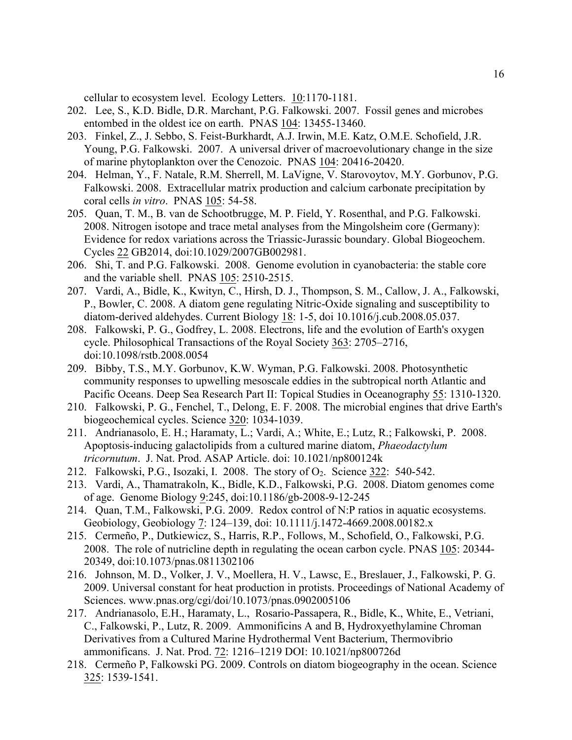cellular to ecosystem level. Ecology Letters. 10:1170-1181.

202. Lee, S., K.D. Bidle, D.R. Marchant, P.G. Falkowski. 2007. Fossil genes and microbes entombed in the oldest ice on earth. PNAS 104: 13455-13460.
203. Finkel, Z., J. Sebbo, S. Feist-Burkhardt, A.J. Irwin, M.E. Katz, O.M.E. Schofield, J.R. Young, P.G. Falkowski. 2007. A universal driver of macroevolutionary change in the size of marine phytoplankton over the Cenozoic. PNAS 104: 20416-20420.
204. Helman, Y., F. Natale, R.M. Sherrell, M. LaVigne, V. Starovoytov, M.Y. Gorbunov, P.G. Falkowski. 2008. Extracellular matrix production and calcium carbonate precipitation by coral cells *in vitro*. PNAS 105: 54-58.
205. Quan, T. M., B. van de Schootbrugge, M. P. Field, Y. Rosenthal, and P.G. Falkowski. 2008. Nitrogen isotope and trace metal analyses from the Mingolsheim core (Germany): Evidence for redox variations across the Triassic-Jurassic boundary. Global Biogeochem. Cycles 22 GB2014, doi:10.1029/2007GB002981.
206. Shi, T. and P.G. Falkowski. 2008. Genome evolution in cyanobacteria: the stable core and the variable shell. PNAS 105: 2510-2515.
207. Vardi, A., Bidle, K., Kwityn, C., Hirsh, D. J., Thompson, S. M., Callow, J. A., Falkowski, P., Bowler, C. 2008. A diatom gene regulating Nitric-Oxide signaling and susceptibility to diatom-derived aldehydes. Current Biology 18: 1-5, doi 10.1016/j.cub.2008.05.037.
208. Falkowski, P. G., Godfrey, L. 2008. Electrons, life and the evolution of Earth's oxygen cycle. Philosophical Transactions of the Royal Society 363: 2705–2716, doi:10.1098/rstb.2008.0054
209. Bibby, T.S., M.Y. Gorbunov, K.W. Wyman, P.G. Falkowski. 2008. Photosynthetic community responses to upwelling mesoscale eddies in the subtropical north Atlantic and Pacific Oceans. Deep Sea Research Part II: Topical Studies in Oceanography 55: 1310-1320.
210. Falkowski, P. G., Fenchel, T., Delong, E. F. 2008. The microbial engines that drive Earth's biogeochemical cycles. Science 320: 1034-1039.
211. Andrianasolo, E. H.; Haramaty, L.; Vardi, A.; White, E.; Lutz, R.; Falkowski, P. 2008. Apoptosis-inducing galactolipids from a cultured marine diatom, *Phaeodactylum tricornutum*. J. Nat. Prod. ASAP Article. doi: 10.1021/np800124k
212. Falkowski, P.G., Isozaki, I. 2008. The story of $O_2$. Science 322: 540-542.
213. Vardi, A., Thamatrakoln, K., Bidle, K.D., Falkowski, P.G. 2008. Diatom genomes come of age. Genome Biology 9:245, doi:10.1186/gb-2008-9-12-245
214. Quan, T.M., Falkowski, P.G. 2009. Redox control of N:P ratios in aquatic ecosystems. Geobiology, Geobiology 7: 124–139, doi: 10.1111/j.1472-4669.2008.00182.x
215. Cermeño, P., Dutkiewicz, S., Harris, R.P., Follows, M., Schofield, O., Falkowski, P.G. 2008. The role of nutricline depth in regulating the ocean carbon cycle. PNAS 105: 20344-20349, doi:10.1073/pnas.0811302106
216. Johnson, M. D., Volker, J. V., Moellera, H. V., Lawsc, E., Breslauer, J., Falkowski, P. G. 2009. Universal constant for heat production in protists. Proceedings of National Academy of Sciences. www.pnas.org/cgi/doi/10.1073/pnas.0902005106
217. Andrianasolo, E.H., Haramaty, L., Rosario-Passapera, R., Bidle, K., White, E., Vetriani, C., Falkowski, P., Lutz, R. 2009. Ammonificins A and B, Hydroxyethylamine Chroman Derivatives from a Cultured Marine Hydrothermal Vent Bacterium, Thermovibrio ammonificans. J. Nat. Prod. 72: 1216–1219 DOI: 10.1021/np800726d
218. Cermeño P, Falkowski PG. 2009. Controls on diatom biogeography in the ocean. Science 325: 1539-1541.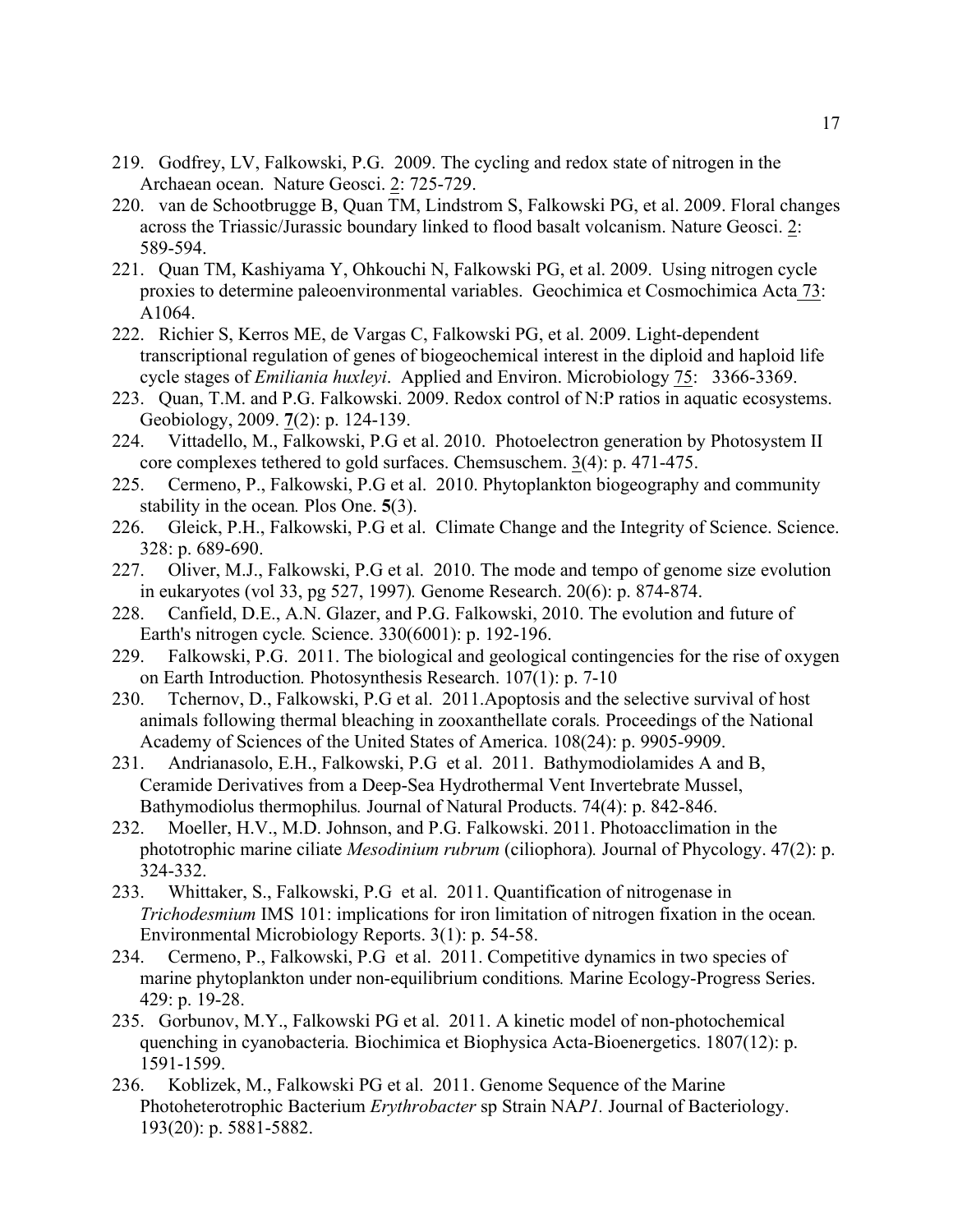219. Godfrey, LV, Falkowski, P.G. 2009. The cycling and redox state of nitrogen in the Archaean ocean. Nature Geosci. 2: 725-729.
220. van de Schootbrugge B, Quan TM, Lindstrom S, Falkowski PG, et al. 2009. Floral changes across the Triassic/Jurassic boundary linked to flood basalt volcanism. Nature Geosci. 2: 589-594.
221. Quan TM, Kashiyama Y, Ohkouchi N, Falkowski PG, et al. 2009. Using nitrogen cycle proxies to determine paleoenvironmental variables. Geochimica et Cosmochimica Acta 73: A1064.
222. Richier S, Kerros ME, de Vargas C, Falkowski PG, et al. 2009. Light-dependent transcriptional regulation of genes of biogeochemical interest in the diploid and haploid life cycle stages of *Emiliania huxleyi*. Applied and Environ. Microbiology 75: 3366-3369.
223. Quan, T.M. and P.G. Falkowski. 2009. Redox control of N:P ratios in aquatic ecosystems. Geobiology, 2009. **7**(2): p. 124-139.
224. Vittadello, M., Falkowski, P.G et al. 2010. Photoelectron generation by Photosystem II core complexes tethered to gold surfaces. Chemsuschem. 3(4): p. 471-475.
225. Cermeno, P., Falkowski, P.G et al. 2010. Phytoplankton biogeography and community stability in the ocean*.* Plos One. **5**(3).
226. Gleick, P.H., Falkowski, P.G et al. Climate Change and the Integrity of Science. Science. 328: p. 689-690.
227. Oliver, M.J., Falkowski, P.G et al. 2010. The mode and tempo of genome size evolution in eukaryotes (vol 33, pg 527, 1997)*.* Genome Research. 20(6): p. 874-874.
228. Canfield, D.E., A.N. Glazer, and P.G. Falkowski, 2010. The evolution and future of Earth's nitrogen cycle*.* Science. 330(6001): p. 192-196.
229. Falkowski, P.G. 2011. The biological and geological contingencies for the rise of oxygen on Earth Introduction*.* Photosynthesis Research. 107(1): p. 7-10
230. Tchernov, D., Falkowski, P.G et al. 2011.Apoptosis and the selective survival of host animals following thermal bleaching in zooxanthellate corals*.* Proceedings of the National Academy of Sciences of the United States of America. 108(24): p. 9905-9909.
231. Andrianasolo, E.H., Falkowski, P.G et al. 2011. Bathymodiolamides A and B, Ceramide Derivatives from a Deep-Sea Hydrothermal Vent Invertebrate Mussel, Bathymodiolus thermophilus*.* Journal of Natural Products. 74(4): p. 842-846.
232. Moeller, H.V., M.D. Johnson, and P.G. Falkowski. 2011. Photoacclimation in the phototrophic marine ciliate *Mesodinium rubrum* (ciliophora)*.* Journal of Phycology. 47(2): p. 324-332.
233. Whittaker, S., Falkowski, P.G et al. 2011. Quantification of nitrogenase in *Trichodesmium* IMS 101: implications for iron limitation of nitrogen fixation in the ocean*.* Environmental Microbiology Reports. 3(1): p. 54-58.
234. Cermeno, P., Falkowski, P.G et al. 2011. Competitive dynamics in two species of marine phytoplankton under non-equilibrium conditions*.* Marine Ecology-Progress Series. 429: p. 19-28.
235. Gorbunov, M.Y., Falkowski PG et al. 2011. A kinetic model of non-photochemical quenching in cyanobacteria*.* Biochimica et Biophysica Acta-Bioenergetics. 1807(12): p. 1591-1599.
236. Koblizek, M., Falkowski PG et al. 2011. Genome Sequence of the Marine Photoheterotrophic Bacterium *Erythrobacter* sp Strain NA*P1.* Journal of Bacteriology. 193(20): p. 5881-5882.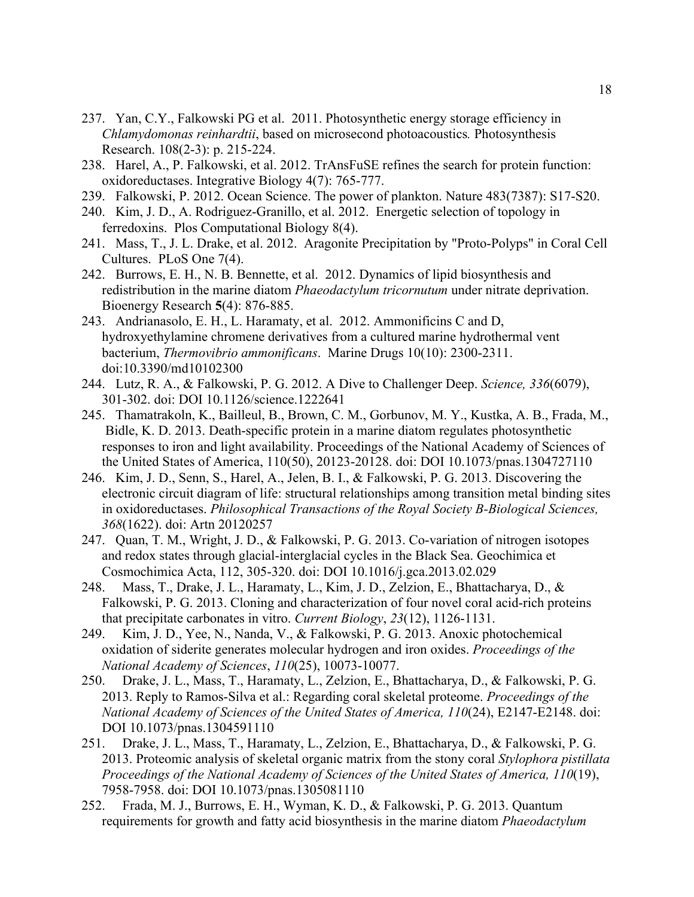237. Yan, C.Y., Falkowski PG et al. 2011. Photosynthetic energy storage efficiency in *Chlamydomonas reinhardtii*, based on microsecond photoacoustics*.* Photosynthesis Research. 108(2-3): p. 215-224.
238. Harel, A., P. Falkowski, et al. 2012. TrAnsFuSE refines the search for protein function: oxidoreductases. Integrative Biology 4(7): 765-777.
239. Falkowski, P. 2012. Ocean Science. The power of plankton. Nature 483(7387): S17-S20.
240. Kim, J. D., A. Rodriguez-Granillo, et al. 2012. Energetic selection of topology in ferredoxins. Plos Computational Biology 8(4).
241. Mass, T., J. L. Drake, et al. 2012. Aragonite Precipitation by "Proto-Polyps" in Coral Cell Cultures. PLoS One 7(4).
242. Burrows, E. H., N. B. Bennette, et al. 2012. Dynamics of lipid biosynthesis and redistribution in the marine diatom *Phaeodactylum tricornutum* under nitrate deprivation. Bioenergy Research **5**(4): 876-885.
243. Andrianasolo, E. H., L. Haramaty, et al. 2012. Ammonificins C and D, hydroxyethylamine chromene derivatives from a cultured marine hydrothermal vent bacterium, *Thermovibrio ammonificans*. Marine Drugs 10(10): 2300-2311. doi:10.3390/md10102300
244. Lutz, R. A., & Falkowski, P. G. 2012. A Dive to Challenger Deep. *Science, 336*(6079), 301-302. doi: DOI 10.1126/science.1222641
245. Thamatrakoln, K., Bailleul, B., Brown, C. M., Gorbunov, M. Y., Kustka, A. B., Frada, M., Bidle, K. D. 2013. Death-specific protein in a marine diatom regulates photosynthetic responses to iron and light availability. Proceedings of the National Academy of Sciences of the United States of America, 110(50), 20123-20128. doi: DOI 10.1073/pnas.1304727110
246. Kim, J. D., Senn, S., Harel, A., Jelen, B. I., & Falkowski, P. G. 2013. Discovering the electronic circuit diagram of life: structural relationships among transition metal binding sites in oxidoreductases. *Philosophical Transactions of the Royal Society B-Biological Sciences, 368*(1622). doi: Artn 20120257
247. Quan, T. M., Wright, J. D., & Falkowski, P. G. 2013. Co-variation of nitrogen isotopes and redox states through glacial-interglacial cycles in the Black Sea. Geochimica et Cosmochimica Acta, 112, 305-320. doi: DOI 10.1016/j.gca.2013.02.029
248. Mass, T., Drake, J. L., Haramaty, L., Kim, J. D., Zelzion, E., Bhattacharya, D., & Falkowski, P. G. 2013. Cloning and characterization of four novel coral acid-rich proteins that precipitate carbonates in vitro. *Current Biology*, *23*(12), 1126-1131.
249. Kim, J. D., Yee, N., Nanda, V., & Falkowski, P. G. 2013. Anoxic photochemical oxidation of siderite generates molecular hydrogen and iron oxides. *Proceedings of the National Academy of Sciences*, *110*(25), 10073-10077.
250. Drake, J. L., Mass, T., Haramaty, L., Zelzion, E., Bhattacharya, D., & Falkowski, P. G. 2013. Reply to Ramos-Silva et al.: Regarding coral skeletal proteome. *Proceedings of the National Academy of Sciences of the United States of America, 110*(24), E2147-E2148. doi: DOI 10.1073/pnas.1304591110
251. Drake, J. L., Mass, T., Haramaty, L., Zelzion, E., Bhattacharya, D., & Falkowski, P. G. 2013. Proteomic analysis of skeletal organic matrix from the stony coral *Stylophora pistillata Proceedings of the National Academy of Sciences of the United States of America, 110*(19), 7958-7958. doi: DOI 10.1073/pnas.1305081110
252. Frada, M. J., Burrows, E. H., Wyman, K. D., & Falkowski, P. G. 2013. Quantum requirements for growth and fatty acid biosynthesis in the marine diatom *Phaeodactylum*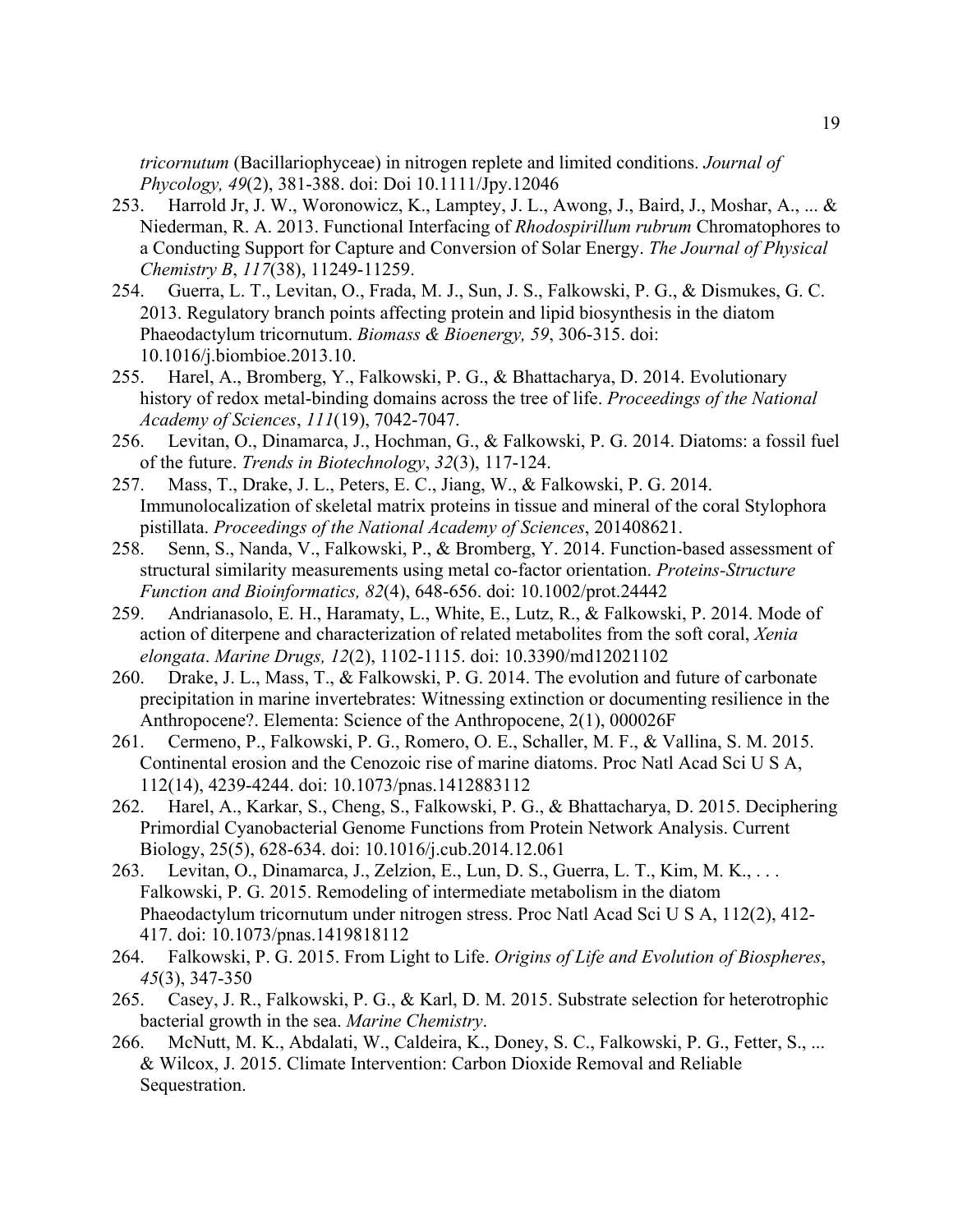*tricornutum* (Bacillariophyceae) in nitrogen replete and limited conditions. *Journal of Phycology, 49*(2), 381-388. doi: Doi 10.1111/Jpy.12046

253. Harrold Jr, J. W., Woronowicz, K., Lamptey, J. L., Awong, J., Baird, J., Moshar, A., ... & Niederman, R. A. 2013. Functional Interfacing of *Rhodospirillum rubrum* Chromatophores to a Conducting Support for Capture and Conversion of Solar Energy. *The Journal of Physical Chemistry B*, *117*(38), 11249-11259.
254. Guerra, L. T., Levitan, O., Frada, M. J., Sun, J. S., Falkowski, P. G., & Dismukes, G. C. 2013. Regulatory branch points affecting protein and lipid biosynthesis in the diatom Phaeodactylum tricornutum. *Biomass & Bioenergy, 59*, 306-315. doi: 10.1016/j.biombioe.2013.10.
255. Harel, A., Bromberg, Y., Falkowski, P. G., & Bhattacharya, D. 2014. Evolutionary history of redox metal-binding domains across the tree of life. *Proceedings of the National Academy of Sciences*, *111*(19), 7042-7047.
256. Levitan, O., Dinamarca, J., Hochman, G., & Falkowski, P. G. 2014. Diatoms: a fossil fuel of the future. *Trends in Biotechnology*, *32*(3), 117-124.
257. Mass, T., Drake, J. L., Peters, E. C., Jiang, W., & Falkowski, P. G. 2014. Immunolocalization of skeletal matrix proteins in tissue and mineral of the coral Stylophora pistillata. *Proceedings of the National Academy of Sciences*, 201408621.
258. Senn, S., Nanda, V., Falkowski, P., & Bromberg, Y. 2014. Function-based assessment of structural similarity measurements using metal co-factor orientation. *Proteins-Structure Function and Bioinformatics, 82*(4), 648-656. doi: 10.1002/prot.24442
259. Andrianasolo, E. H., Haramaty, L., White, E., Lutz, R., & Falkowski, P. 2014. Mode of action of diterpene and characterization of related metabolites from the soft coral, *Xenia elongata*. *Marine Drugs, 12*(2), 1102-1115. doi: 10.3390/md12021102
260. Drake, J. L., Mass, T., & Falkowski, P. G. 2014. The evolution and future of carbonate precipitation in marine invertebrates: Witnessing extinction or documenting resilience in the Anthropocene?. Elementa: Science of the Anthropocene, 2(1), 000026F
261. Cermeno, P., Falkowski, P. G., Romero, O. E., Schaller, M. F., & Vallina, S. M. 2015. Continental erosion and the Cenozoic rise of marine diatoms. Proc Natl Acad Sci U S A, 112(14), 4239-4244. doi: 10.1073/pnas.1412883112
262. Harel, A., Karkar, S., Cheng, S., Falkowski, P. G., & Bhattacharya, D. 2015. Deciphering Primordial Cyanobacterial Genome Functions from Protein Network Analysis. Current Biology, 25(5), 628-634. doi: 10.1016/j.cub.2014.12.061
263. Levitan, O., Dinamarca, J., Zelzion, E., Lun, D. S., Guerra, L. T., Kim, M. K., . . . Falkowski, P. G. 2015. Remodeling of intermediate metabolism in the diatom Phaeodactylum tricornutum under nitrogen stress. Proc Natl Acad Sci U S A, 112(2), 412-417. doi: 10.1073/pnas.1419818112
264. Falkowski, P. G. 2015. From Light to Life. *Origins of Life and Evolution of Biospheres*, *45*(3), 347-350
265. Casey, J. R., Falkowski, P. G., & Karl, D. M. 2015. Substrate selection for heterotrophic bacterial growth in the sea. *Marine Chemistry*.
266. McNutt, M. K., Abdalati, W., Caldeira, K., Doney, S. C., Falkowski, P. G., Fetter, S., ... & Wilcox, J. 2015. Climate Intervention: Carbon Dioxide Removal and Reliable Sequestration.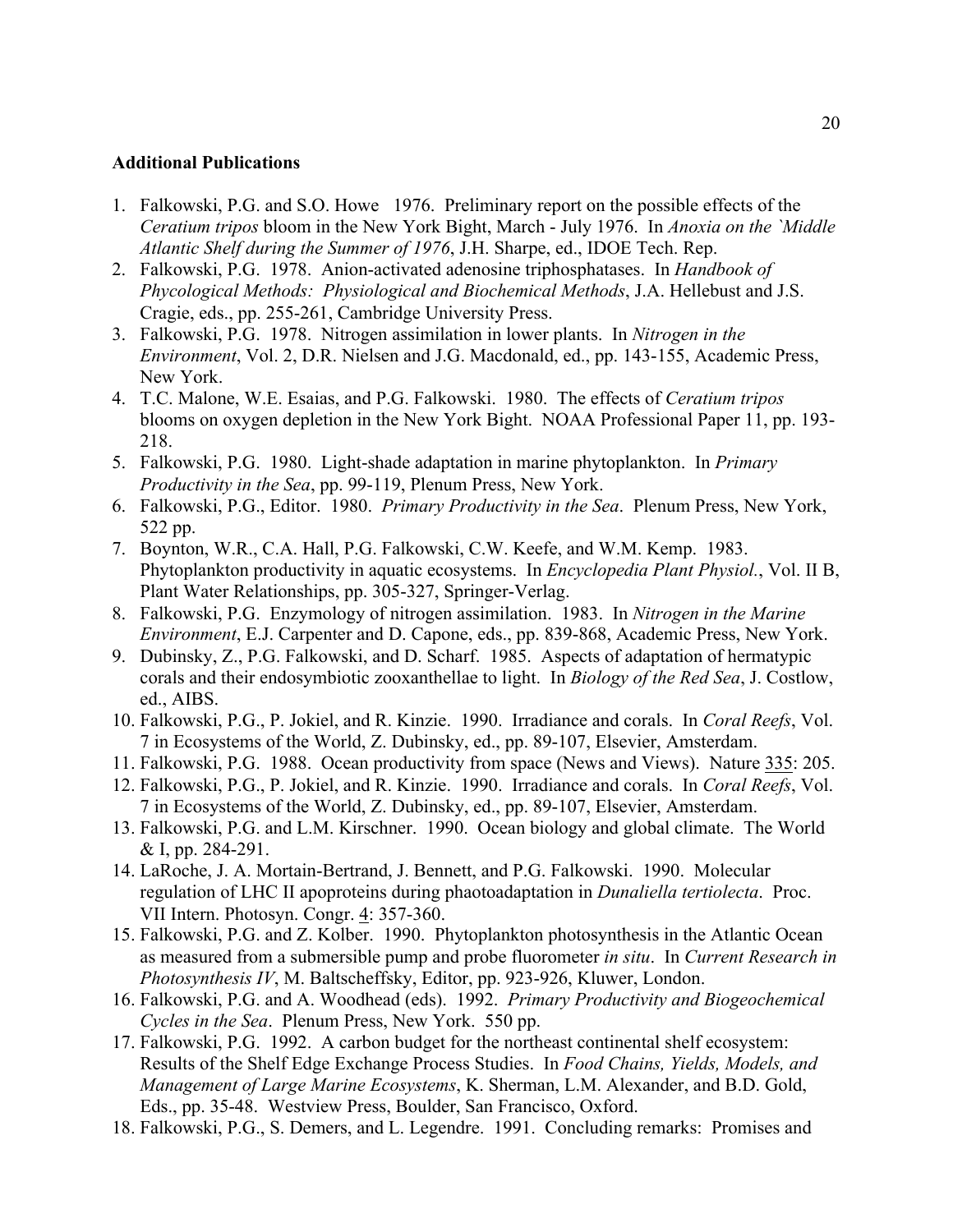**Additional Publications**

1. Falkowski, P.G. and S.O. Howe   1976.  Preliminary report on the possible effects of the *Ceratium tripos* bloom in the New York Bight, March - July 1976.  In *Anoxia on the `Middle Atlantic Shelf during the Summer of 1976*, J.H. Sharpe, ed., IDOE Tech. Rep.
2. Falkowski, P.G.  1978.  Anion-activated adenosine triphosphatases.  In *Handbook of Phycological Methods:  Physiological and Biochemical Methods*, J.A. Hellebust and J.S. Cragie, eds., pp. 255-261, Cambridge University Press.
3. Falkowski, P.G.  1978.  Nitrogen assimilation in lower plants.  In *Nitrogen in the Environment*, Vol. 2, D.R. Nielsen and J.G. Macdonald, ed., pp. 143-155, Academic Press, New York.
4. T.C. Malone, W.E. Esaias, and P.G. Falkowski.  1980.  The effects of *Ceratium tripos* blooms on oxygen depletion in the New York Bight.  NOAA Professional Paper 11, pp. 193-218.
5. Falkowski, P.G.  1980.  Light-shade adaptation in marine phytoplankton.  In *Primary Productivity in the Sea*, pp. 99-119, Plenum Press, New York.
6. Falkowski, P.G., Editor.  1980.  *Primary Productivity in the Sea*.  Plenum Press, New York, 522 pp.
7. Boynton, W.R., C.A. Hall, P.G. Falkowski, C.W. Keefe, and W.M. Kemp.  1983.  Phytoplankton productivity in aquatic ecosystems.  In *Encyclopedia Plant Physiol.*, Vol. II B, Plant Water Relationships, pp. 305-327, Springer-Verlag.
8. Falkowski, P.G.  Enzymology of nitrogen assimilation.  1983.  In *Nitrogen in the Marine Environment*, E.J. Carpenter and D. Capone, eds., pp. 839-868, Academic Press, New York.
9. Dubinsky, Z., P.G. Falkowski, and D. Scharf.  1985.  Aspects of adaptation of hermatypic corals and their endosymbiotic zooxanthellae to light.  In *Biology of the Red Sea*, J. Costlow, ed., AIBS.
10. Falkowski, P.G., P. Jokiel, and R. Kinzie.  1990.  Irradiance and corals.  In *Coral Reefs*, Vol. 7 in Ecosystems of the World, Z. Dubinsky, ed., pp. 89-107, Elsevier, Amsterdam.
11. Falkowski, P.G.  1988.  Ocean productivity from space (News and Views).  Nature 335: 205.
12. Falkowski, P.G., P. Jokiel, and R. Kinzie.  1990.  Irradiance and corals.  In *Coral Reefs*, Vol. 7 in Ecosystems of the World, Z. Dubinsky, ed., pp. 89-107, Elsevier, Amsterdam.
13. Falkowski, P.G. and L.M. Kirschner.  1990.  Ocean biology and global climate.  The World & I, pp. 284-291.
14. LaRoche, J. A. Mortain-Bertrand, J. Bennett, and P.G. Falkowski.  1990.  Molecular regulation of LHC II apoproteins during phaotoadaptation in *Dunaliella tertiolecta*.  Proc. VII Intern. Photosyn. Congr. 4: 357-360.
15. Falkowski, P.G. and Z. Kolber.  1990.  Phytoplankton photosynthesis in the Atlantic Ocean as measured from a submersible pump and probe fluorometer *in situ*.  In *Current Research in Photosynthesis IV*, M. Baltscheffsky, Editor, pp. 923-926, Kluwer, London.
16. Falkowski, P.G. and A. Woodhead (eds).  1992.  *Primary Productivity and Biogeochemical Cycles in the Sea*.  Plenum Press, New York.  550 pp.
17. Falkowski, P.G.  1992.  A carbon budget for the northeast continental shelf ecosystem: Results of the Shelf Edge Exchange Process Studies.  In *Food Chains, Yields, Models, and Management of Large Marine Ecosystems*, K. Sherman, L.M. Alexander, and B.D. Gold, Eds., pp. 35-48.  Westview Press, Boulder, San Francisco, Oxford.
18. Falkowski, P.G., S. Demers, and L. Legendre.  1991.  Concluding remarks:  Promises and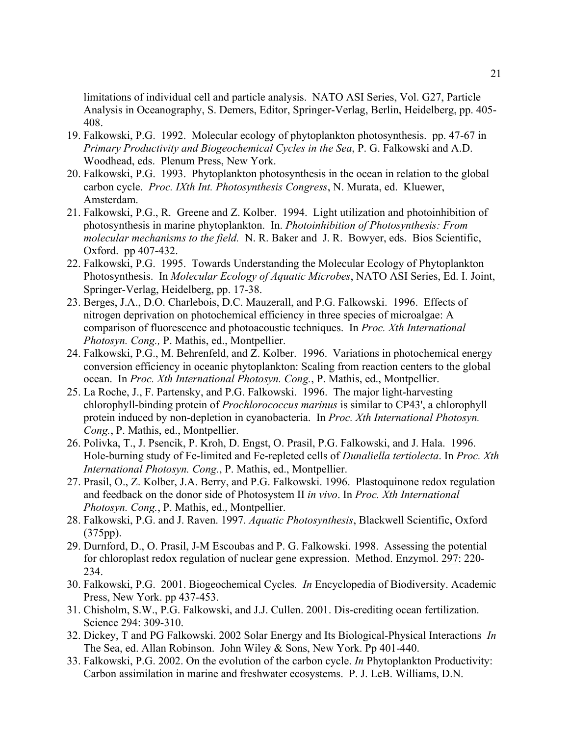limitations of individual cell and particle analysis. NATO ASI Series, Vol. G27, Particle Analysis in Oceanography, S. Demers, Editor, Springer-Verlag, Berlin, Heidelberg, pp. 405-408.

19. Falkowski, P.G. 1992. Molecular ecology of phytoplankton photosynthesis. pp. 47-67 in *Primary Productivity and Biogeochemical Cycles in the Sea*, P. G. Falkowski and A.D. Woodhead, eds. Plenum Press, New York.
20. Falkowski, P.G. 1993. Phytoplankton photosynthesis in the ocean in relation to the global carbon cycle. *Proc. IXth Int. Photosynthesis Congress*, N. Murata, ed. Kluewer, Amsterdam.
21. Falkowski, P.G., R. Greene and Z. Kolber. 1994. Light utilization and photoinhibition of photosynthesis in marine phytoplankton. In. *Photoinhibition of Photosynthesis: From molecular mechanisms to the field.* N. R. Baker and J. R. Bowyer, eds. Bios Scientific, Oxford. pp 407-432.
22. Falkowski, P.G. 1995. Towards Understanding the Molecular Ecology of Phytoplankton Photosynthesis. In *Molecular Ecology of Aquatic Microbes*, NATO ASI Series, Ed. I. Joint, Springer-Verlag, Heidelberg, pp. 17-38.
23. Berges, J.A., D.O. Charlebois, D.C. Mauzerall, and P.G. Falkowski. 1996. Effects of nitrogen deprivation on photochemical efficiency in three species of microalgae: A comparison of fluorescence and photoacoustic techniques. In *Proc. Xth International Photosyn. Cong.,* P. Mathis, ed., Montpellier.
24. Falkowski, P.G., M. Behrenfeld, and Z. Kolber. 1996. Variations in photochemical energy conversion efficiency in oceanic phytoplankton: Scaling from reaction centers to the global ocean. In *Proc. Xth International Photosyn. Cong.*, P. Mathis, ed., Montpellier.
25. La Roche, J., F. Partensky, and P.G. Falkowski. 1996. The major light-harvesting chlorophyll-binding protein of *Prochlorococcus marinus* is similar to CP43', a chlorophyll protein induced by non-depletion in cyanobacteria. In *Proc. Xth International Photosyn. Cong.*, P. Mathis, ed., Montpellier.
26. Polivka, T., J. Psencik, P. Kroh, D. Engst, O. Prasil, P.G. Falkowski, and J. Hala. 1996. Hole-burning study of Fe-limited and Fe-repleted cells of *Dunaliella tertiolecta*. In *Proc. Xth International Photosyn. Cong.*, P. Mathis, ed., Montpellier.
27. Prasil, O., Z. Kolber, J.A. Berry, and P.G. Falkowski. 1996. Plastoquinone redox regulation and feedback on the donor side of Photosystem II *in vivo*. In *Proc. Xth International Photosyn. Cong.*, P. Mathis, ed., Montpellier.
28. Falkowski, P.G. and J. Raven. 1997. *Aquatic Photosynthesis*, Blackwell Scientific, Oxford (375pp).
29. Durnford, D., O. Prasil, J-M Escoubas and P. G. Falkowski. 1998. Assessing the potential for chloroplast redox regulation of nuclear gene expression. Method. Enzymol. 297: 220-234.
30. Falkowski, P.G. 2001. Biogeochemical Cycles*. In* Encyclopedia of Biodiversity. Academic Press, New York. pp 437-453.
31. Chisholm, S.W., P.G. Falkowski, and J.J. Cullen. 2001. Dis-crediting ocean fertilization. Science 294: 309-310.
32. Dickey, T and PG Falkowski. 2002 Solar Energy and Its Biological-Physical Interactions *In* The Sea, ed. Allan Robinson. John Wiley & Sons, New York. Pp 401-440.
33. Falkowski, P.G. 2002. On the evolution of the carbon cycle. *In* Phytoplankton Productivity: Carbon assimilation in marine and freshwater ecosystems. P. J. LeB. Williams, D.N.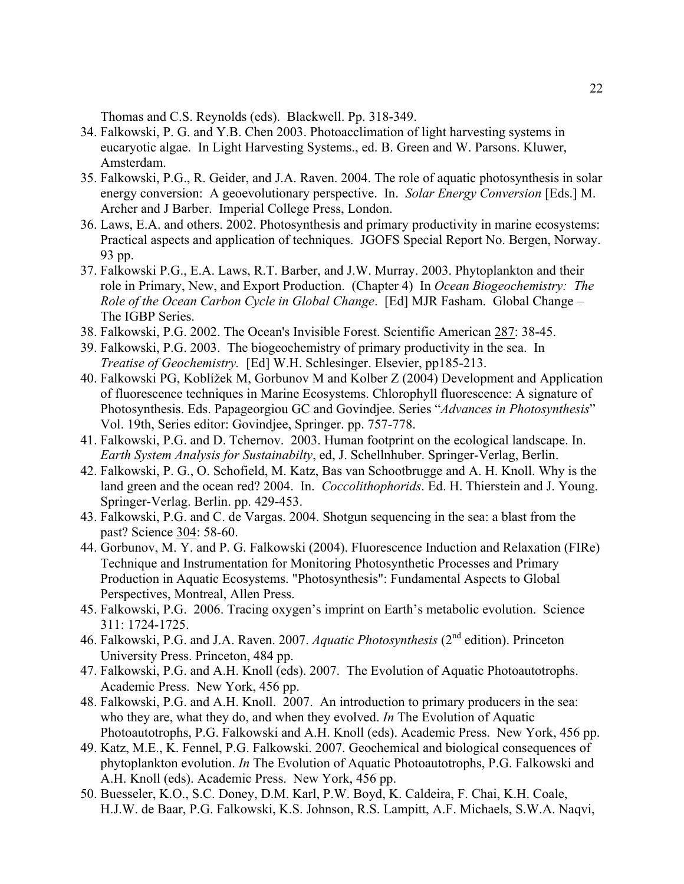Thomas and C.S. Reynolds (eds). Blackwell. Pp. 318-349.

34. Falkowski, P. G. and Y.B. Chen 2003. Photoacclimation of light harvesting systems in eucaryotic algae. In Light Harvesting Systems., ed. B. Green and W. Parsons. Kluwer, Amsterdam.
35. Falkowski, P.G., R. Geider, and J.A. Raven. 2004. The role of aquatic photosynthesis in solar energy conversion: A geoevolutionary perspective. In. *Solar Energy Conversion* [Eds.] M. Archer and J Barber. Imperial College Press, London.
36. Laws, E.A. and others. 2002. Photosynthesis and primary productivity in marine ecosystems: Practical aspects and application of techniques. JGOFS Special Report No. Bergen, Norway. 93 pp.
37. Falkowski P.G., E.A. Laws, R.T. Barber, and J.W. Murray. 2003. Phytoplankton and their role in Primary, New, and Export Production. (Chapter 4) In *Ocean Biogeochemistry: The Role of the Ocean Carbon Cycle in Global Change*. [Ed] MJR Fasham. Global Change – The IGBP Series.
38. Falkowski, P.G. 2002. The Ocean's Invisible Forest. Scientific American 287: 38-45.
39. Falkowski, P.G. 2003. The biogeochemistry of primary productivity in the sea. In *Treatise of Geochemistry.* [Ed] W.H. Schlesinger. Elsevier, pp185-213.
40. Falkowski PG, Koblížek M, Gorbunov M and Kolber Z (2004) Development and Application of fluorescence techniques in Marine Ecosystems. Chlorophyll fluorescence: A signature of Photosynthesis. Eds. Papageorgiou GC and Govindjee. Series "*Advances in Photosynthesis*" Vol. 19th, Series editor: Govindjee, Springer. pp. 757-778.
41. Falkowski, P.G. and D. Tchernov. 2003. Human footprint on the ecological landscape. In. *Earth System Analysis for Sustainabilty*, ed, J. Schellnhuber. Springer-Verlag, Berlin.
42. Falkowski, P. G., O. Schofield, M. Katz, Bas van Schootbrugge and A. H. Knoll. Why is the land green and the ocean red? 2004. In. *Coccolithophorids*. Ed. H. Thierstein and J. Young. Springer-Verlag. Berlin. pp. 429-453.
43. Falkowski, P.G. and C. de Vargas. 2004. Shotgun sequencing in the sea: a blast from the past? Science 304: 58-60.
44. Gorbunov, M. Y. and P. G. Falkowski (2004). Fluorescence Induction and Relaxation (FIRe) Technique and Instrumentation for Monitoring Photosynthetic Processes and Primary Production in Aquatic Ecosystems. "Photosynthesis": Fundamental Aspects to Global Perspectives, Montreal, Allen Press.
45. Falkowski, P.G. 2006. Tracing oxygen's imprint on Earth's metabolic evolution. Science 311: 1724-1725.
46. Falkowski, P.G. and J.A. Raven. 2007. *Aquatic Photosynthesis* (2nd edition). Princeton University Press. Princeton, 484 pp.
47. Falkowski, P.G. and A.H. Knoll (eds). 2007. The Evolution of Aquatic Photoautotrophs. Academic Press. New York, 456 pp.
48. Falkowski, P.G. and A.H. Knoll. 2007. An introduction to primary producers in the sea: who they are, what they do, and when they evolved. *In* The Evolution of Aquatic Photoautotrophs, P.G. Falkowski and A.H. Knoll (eds). Academic Press. New York, 456 pp.
49. Katz, M.E., K. Fennel, P.G. Falkowski. 2007. Geochemical and biological consequences of phytoplankton evolution. *In* The Evolution of Aquatic Photoautotrophs, P.G. Falkowski and A.H. Knoll (eds). Academic Press. New York, 456 pp.
50. Buesseler, K.O., S.C. Doney, D.M. Karl, P.W. Boyd, K. Caldeira, F. Chai, K.H. Coale, H.J.W. de Baar, P.G. Falkowski, K.S. Johnson, R.S. Lampitt, A.F. Michaels, S.W.A. Naqvi,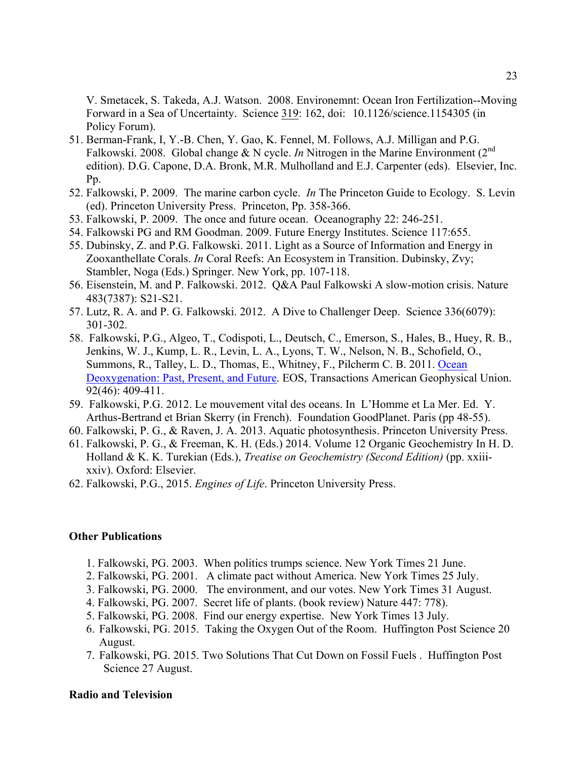V. Smetacek, S. Takeda, A.J. Watson. 2008. Environemnt: Ocean Iron Fertilization--Moving Forward in a Sea of Uncertainty. Science 319: 162, doi: 10.1126/science.1154305 (in Policy Forum).

51. Berman-Frank, I, Y.-B. Chen, Y. Gao, K. Fennel, M. Follows, A.J. Milligan and P.G. Falkowski. 2008. Global change & N cycle. *In* Nitrogen in the Marine Environment (2nd edition). D.G. Capone, D.A. Bronk, M.R. Mulholland and E.J. Carpenter (eds). Elsevier, Inc. Pp.
52. Falkowski, P. 2009. The marine carbon cycle. *In* The Princeton Guide to Ecology. S. Levin (ed). Princeton University Press. Princeton, Pp. 358-366.
53. Falkowski, P. 2009. The once and future ocean. Oceanography 22: 246-251.
54. Falkowski PG and RM Goodman. 2009. Future Energy Institutes. Science 117:655.
55. Dubinsky, Z. and P.G. Falkowski. 2011. Light as a Source of Information and Energy in Zooxanthellate Corals. *In* Coral Reefs: An Ecosystem in Transition. Dubinsky, Zvy; Stambler, Noga (Eds.) Springer. New York, pp. 107-118.
56. Eisenstein, M. and P. Falkowski. 2012. Q&A Paul Falkowski A slow-motion crisis. Nature 483(7387): S21-S21.
57. Lutz, R. A. and P. G. Falkowski. 2012. A Dive to Challenger Deep. Science 336(6079): 301-302.
58. Falkowski, P.G., Algeo, T., Codispoti, L., Deutsch, C., Emerson, S., Hales, B., Huey, R. B., Jenkins, W. J., Kump, L. R., Levin, L. A., Lyons, T. W., Nelson, N. B., Schofield, O., Summons, R., Talley, L. D., Thomas, E., Whitney, F., Pilcherm C. B. 2011. Ocean Deoxygenation: Past, Present, and Future. EOS, Transactions American Geophysical Union. 92(46): 409-411.
59. Falkowski, P.G. 2012. Le mouvement vital des oceans. In L'Homme et La Mer. Ed. Y. Arthus-Bertrand et Brian Skerry (in French). Foundation GoodPlanet. Paris (pp 48-55).
60. Falkowski, P. G., & Raven, J. A. 2013. Aquatic photosynthesis. Princeton University Press.
61. Falkowski, P. G., & Freeman, K. H. (Eds.) 2014. Volume 12 Organic Geochemistry In H. D. Holland & K. K. Turekian (Eds.), *Treatise on Geochemistry (Second Edition)* (pp. xxiii-xxiv). Oxford: Elsevier.
62. Falkowski, P.G., 2015. *Engines of Life*. Princeton University Press.

**Other Publications**

1. Falkowski, PG. 2003. When politics trumps science. New York Times 21 June.
2. Falkowski, PG. 2001. A climate pact without America. New York Times 25 July.
3. Falkowski, PG. 2000. The environment, and our votes. New York Times 31 August.
4. Falkowski, PG. 2007. Secret life of plants. (book review) Nature 447: 778).
5. Falkowski, PG. 2008. Find our energy expertise. New York Times 13 July.
6. Falkowski, PG. 2015. Taking the Oxygen Out of the Room. Huffington Post Science 20 August.
7. Falkowski, PG. 2015. Two Solutions That Cut Down on Fossil Fuels . Huffington Post Science 27 August.

**Radio and Television**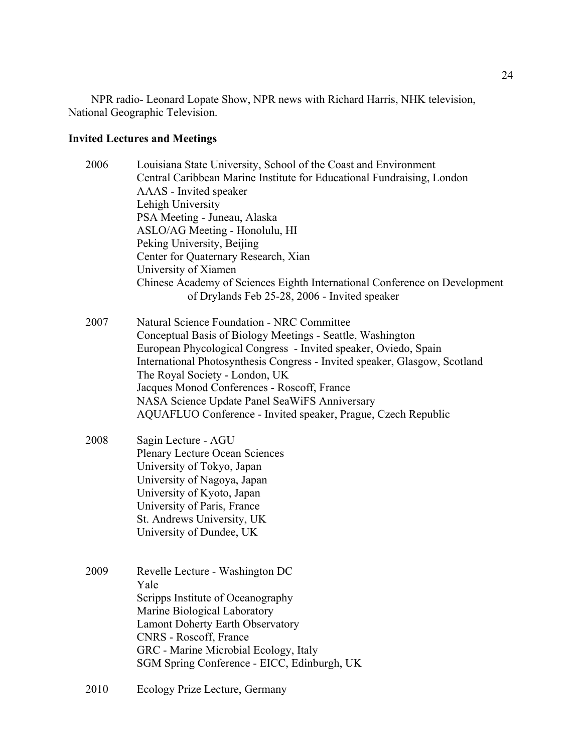NPR radio- Leonard Lopate Show, NPR news with Richard Harris, NHK television, National Geographic Television.

**Invited Lectures and Meetings**

2006
- Louisiana State University, School of the Coast and Environment
- Central Caribbean Marine Institute for Educational Fundraising, London
- AAAS - Invited speaker
- Lehigh University
- PSA Meeting - Juneau, Alaska
- ASLO/AG Meeting - Honolulu, HI
- Peking University, Beijing
- Center for Quaternary Research, Xian
- University of Xiamen
- Chinese Academy of Sciences Eighth International Conference on Development of Drylands Feb 25-28, 2006 - Invited speaker

2007
- Natural Science Foundation - NRC Committee
- Conceptual Basis of Biology Meetings - Seattle, Washington
- European Phycological Congress - Invited speaker, Oviedo, Spain
- International Photosynthesis Congress - Invited speaker, Glasgow, Scotland
- The Royal Society - London, UK
- Jacques Monod Conferences - Roscoff, France
- NASA Science Update Panel SeaWiFS Anniversary
- AQUAFLUO Conference - Invited speaker, Prague, Czech Republic

2008
- Sagin Lecture - AGU
- Plenary Lecture Ocean Sciences
- University of Tokyo, Japan
- University of Nagoya, Japan
- University of Kyoto, Japan
- University of Paris, France
- St. Andrews University, UK
- University of Dundee, UK

2009
- Revelle Lecture - Washington DC
- Yale
- Scripps Institute of Oceanography
- Marine Biological Laboratory
- Lamont Doherty Earth Observatory
- CNRS - Roscoff, France
- GRC - Marine Microbial Ecology, Italy
- SGM Spring Conference - EICC, Edinburgh, UK

2010
- Ecology Prize Lecture, Germany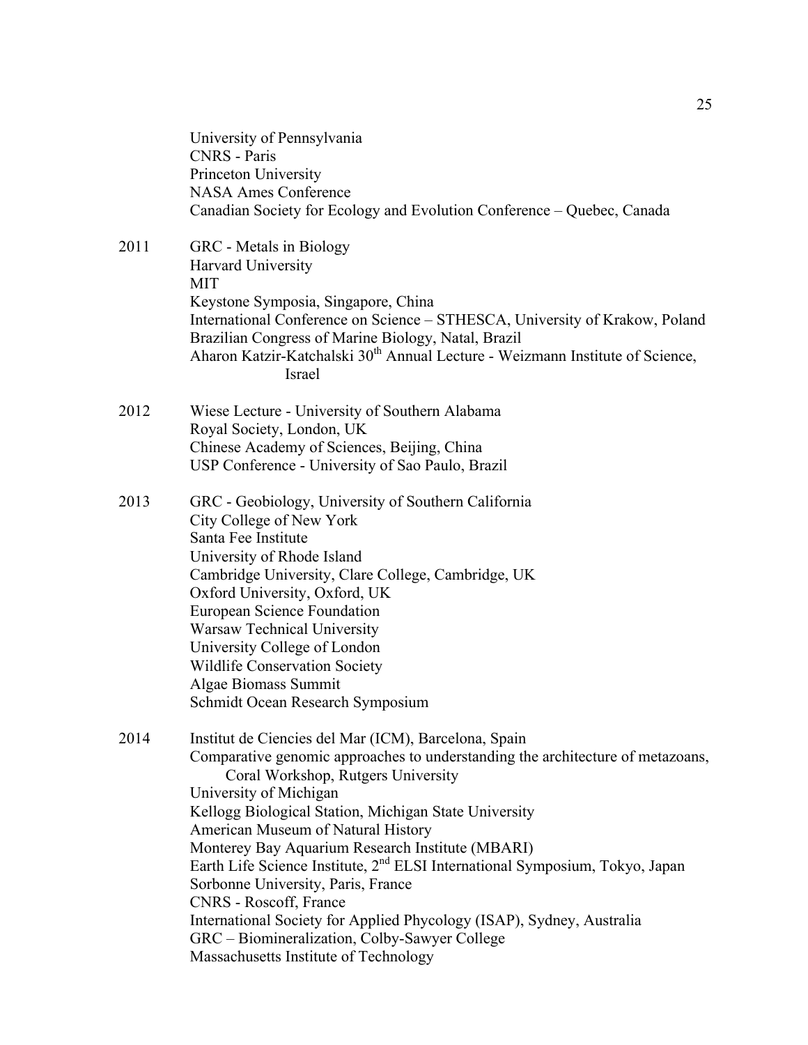University of Pennsylvania
CNRS - Paris
Princeton University
NASA Ames Conference
Canadian Society for Ecology and Evolution Conference – Quebec, Canada

2011 GRC - Metals in Biology
Harvard University
MIT
Keystone Symposia, Singapore, China
International Conference on Science – STHESCA, University of Krakow, Poland
Brazilian Congress of Marine Biology, Natal, Brazil
Aharon Katzir-Katchalski 30th Annual Lecture - Weizmann Institute of Science, Israel

2012 Wiese Lecture - University of Southern Alabama
Royal Society, London, UK
Chinese Academy of Sciences, Beijing, China
USP Conference - University of Sao Paulo, Brazil

2013 GRC - Geobiology, University of Southern California
City College of New York
Santa Fee Institute
University of Rhode Island
Cambridge University, Clare College, Cambridge, UK
Oxford University, Oxford, UK
European Science Foundation
Warsaw Technical University
University College of London
Wildlife Conservation Society
Algae Biomass Summit
Schmidt Ocean Research Symposium

2014 Institut de Ciencies del Mar (ICM), Barcelona, Spain
Comparative genomic approaches to understanding the architecture of metazoans, Coral Workshop, Rutgers University
University of Michigan
Kellogg Biological Station, Michigan State University
American Museum of Natural History
Monterey Bay Aquarium Research Institute (MBARI)
Earth Life Science Institute, 2nd ELSI International Symposium, Tokyo, Japan
Sorbonne University, Paris, France
CNRS - Roscoff, France
International Society for Applied Phycology (ISAP), Sydney, Australia
GRC – Biomineralization, Colby-Sawyer College
Massachusetts Institute of Technology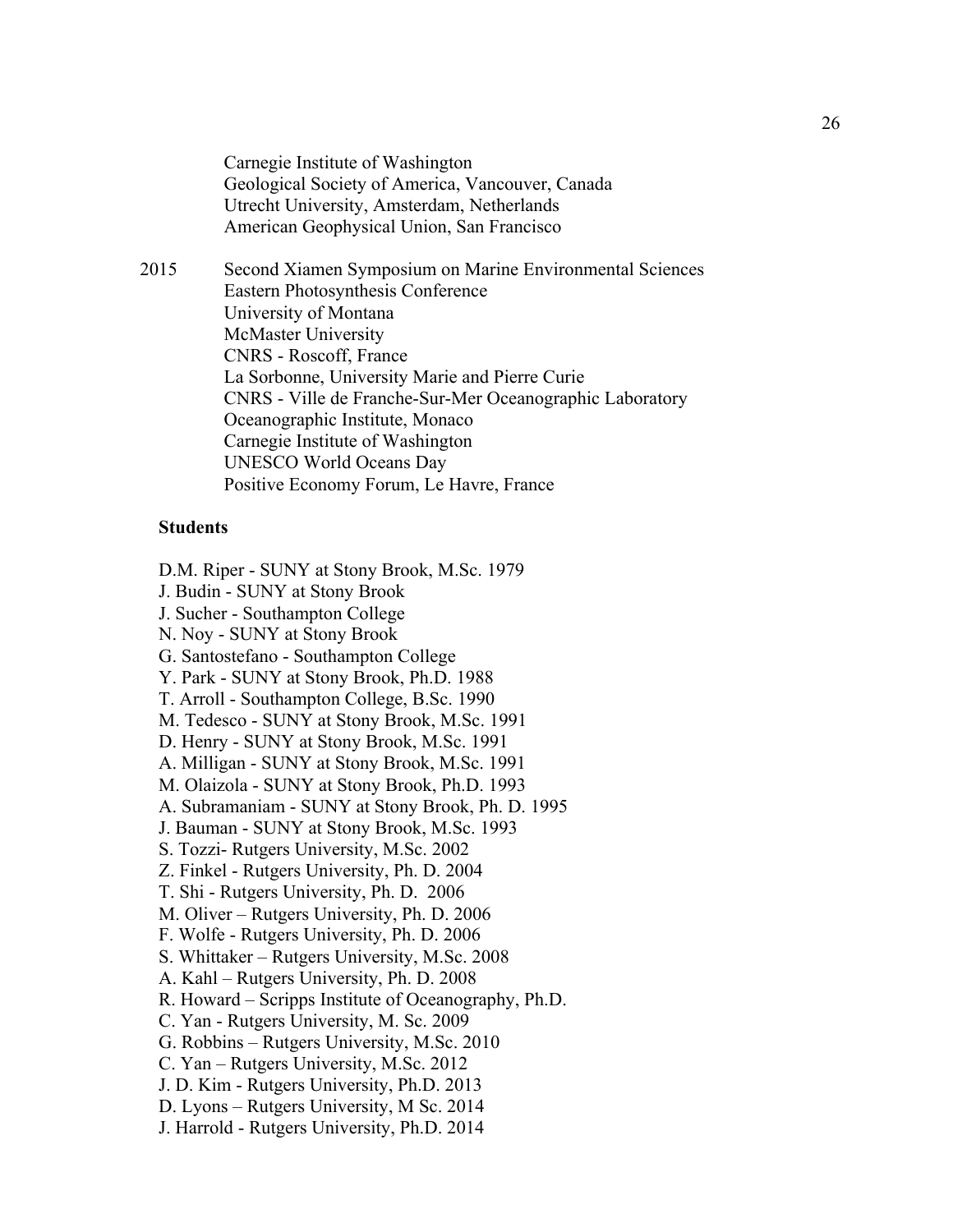Carnegie Institute of Washington
Geological Society of America, Vancouver, Canada
Utrecht University, Amsterdam, Netherlands
American Geophysical Union, San Francisco

2015 Second Xiamen Symposium on Marine Environmental Sciences
Eastern Photosynthesis Conference
University of Montana
McMaster University
CNRS - Roscoff, France
La Sorbonne, University Marie and Pierre Curie
CNRS - Ville de Franche-Sur-Mer Oceanographic Laboratory
Oceanographic Institute, Monaco
Carnegie Institute of Washington
UNESCO World Oceans Day
Positive Economy Forum, Le Havre, France

**Students**

D.M. Riper - SUNY at Stony Brook, M.Sc. 1979
J. Budin - SUNY at Stony Brook
J. Sucher - Southampton College
N. Noy - SUNY at Stony Brook
G. Santostefano - Southampton College
Y. Park - SUNY at Stony Brook, Ph.D. 1988
T. Arroll - Southampton College, B.Sc. 1990
M. Tedesco - SUNY at Stony Brook, M.Sc. 1991
D. Henry - SUNY at Stony Brook, M.Sc. 1991
A. Milligan - SUNY at Stony Brook, M.Sc. 1991
M. Olaizola - SUNY at Stony Brook, Ph.D. 1993
A. Subramaniam - SUNY at Stony Brook, Ph. D. 1995
J. Bauman - SUNY at Stony Brook, M.Sc. 1993
S. Tozzi- Rutgers University, M.Sc. 2002
Z. Finkel - Rutgers University, Ph. D. 2004
T. Shi - Rutgers University, Ph. D. 2006
M. Oliver – Rutgers University, Ph. D. 2006
F. Wolfe - Rutgers University, Ph. D. 2006
S. Whittaker – Rutgers University, M.Sc. 2008
A. Kahl – Rutgers University, Ph. D. 2008
R. Howard – Scripps Institute of Oceanography, Ph.D.
C. Yan - Rutgers University, M. Sc. 2009
G. Robbins – Rutgers University, M.Sc. 2010
C. Yan – Rutgers University, M.Sc. 2012
J. D. Kim - Rutgers University, Ph.D. 2013
D. Lyons – Rutgers University, M Sc. 2014
J. Harrold - Rutgers University, Ph.D. 2014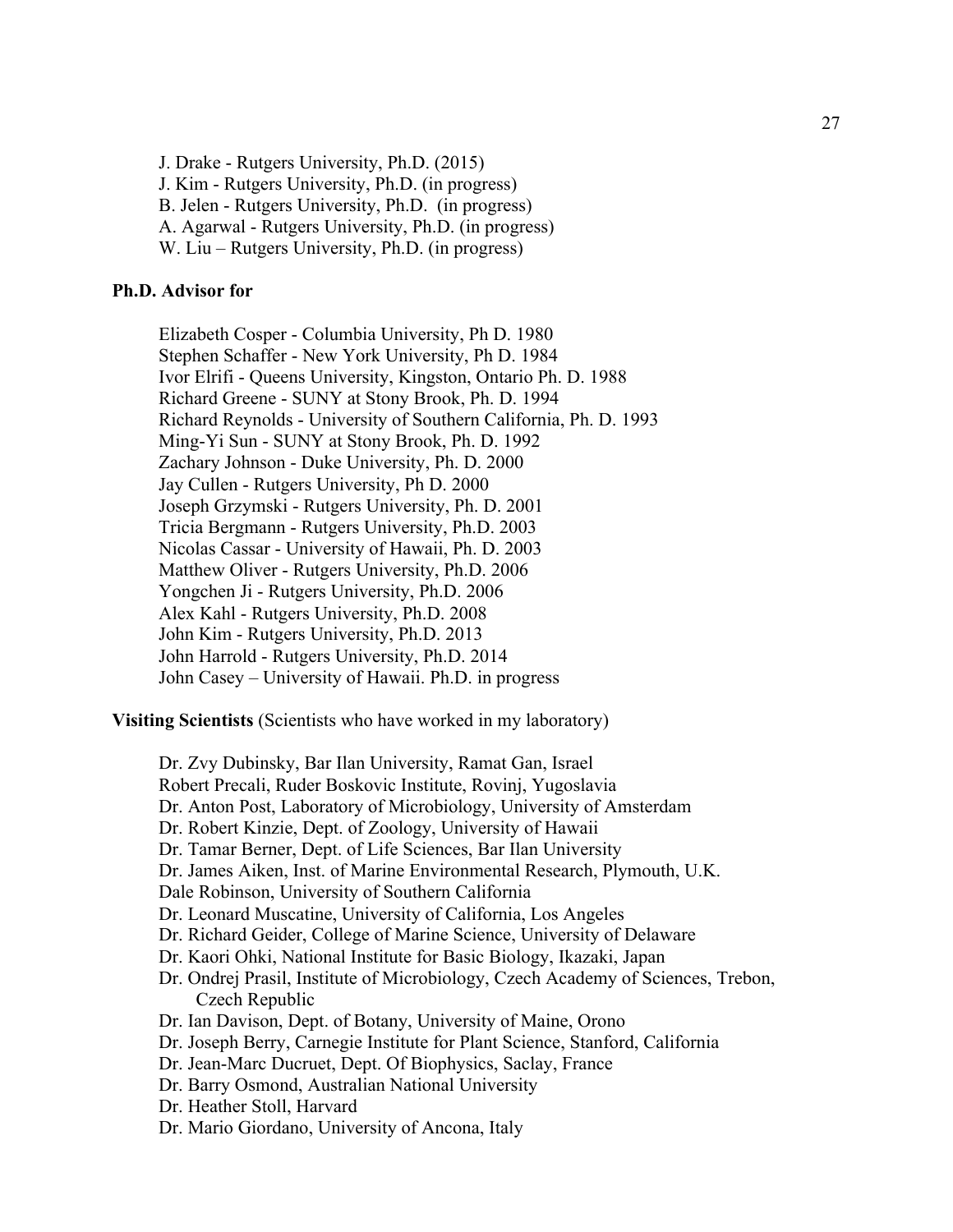J. Drake - Rutgers University, Ph.D. (2015)
J. Kim - Rutgers University, Ph.D. (in progress)
B. Jelen - Rutgers University, Ph.D. (in progress)
A. Agarwal - Rutgers University, Ph.D. (in progress)
W. Liu – Rutgers University, Ph.D. (in progress)

**Ph.D. Advisor for**

Elizabeth Cosper - Columbia University, Ph D. 1980
Stephen Schaffer - New York University, Ph D. 1984
Ivor Elrifi - Queens University, Kingston, Ontario Ph. D. 1988
Richard Greene - SUNY at Stony Brook, Ph. D. 1994
Richard Reynolds - University of Southern California, Ph. D. 1993
Ming-Yi Sun - SUNY at Stony Brook, Ph. D. 1992
Zachary Johnson - Duke University, Ph. D. 2000
Jay Cullen - Rutgers University, Ph D. 2000
Joseph Grzymski - Rutgers University, Ph. D. 2001
Tricia Bergmann - Rutgers University, Ph.D. 2003
Nicolas Cassar - University of Hawaii, Ph. D. 2003
Matthew Oliver - Rutgers University, Ph.D. 2006
Yongchen Ji - Rutgers University, Ph.D. 2006
Alex Kahl - Rutgers University, Ph.D. 2008
John Kim - Rutgers University, Ph.D. 2013
John Harrold - Rutgers University, Ph.D. 2014
John Casey – University of Hawaii. Ph.D. in progress

**Visiting Scientists** (Scientists who have worked in my laboratory)

Dr. Zvy Dubinsky, Bar Ilan University, Ramat Gan, Israel
Robert Precali, Ruder Boskovic Institute, Rovinj, Yugoslavia
Dr. Anton Post, Laboratory of Microbiology, University of Amsterdam
Dr. Robert Kinzie, Dept. of Zoology, University of Hawaii
Dr. Tamar Berner, Dept. of Life Sciences, Bar Ilan University
Dr. James Aiken, Inst. of Marine Environmental Research, Plymouth, U.K.
Dale Robinson, University of Southern California
Dr. Leonard Muscatine, University of California, Los Angeles
Dr. Richard Geider, College of Marine Science, University of Delaware
Dr. Kaori Ohki, National Institute for Basic Biology, Ikazaki, Japan
Dr. Ondrej Prasil, Institute of Microbiology, Czech Academy of Sciences, Trebon, Czech Republic
Dr. Ian Davison, Dept. of Botany, University of Maine, Orono
Dr. Joseph Berry, Carnegie Institute for Plant Science, Stanford, California
Dr. Jean-Marc Ducruet, Dept. Of Biophysics, Saclay, France
Dr. Barry Osmond, Australian National University
Dr. Heather Stoll, Harvard
Dr. Mario Giordano, University of Ancona, Italy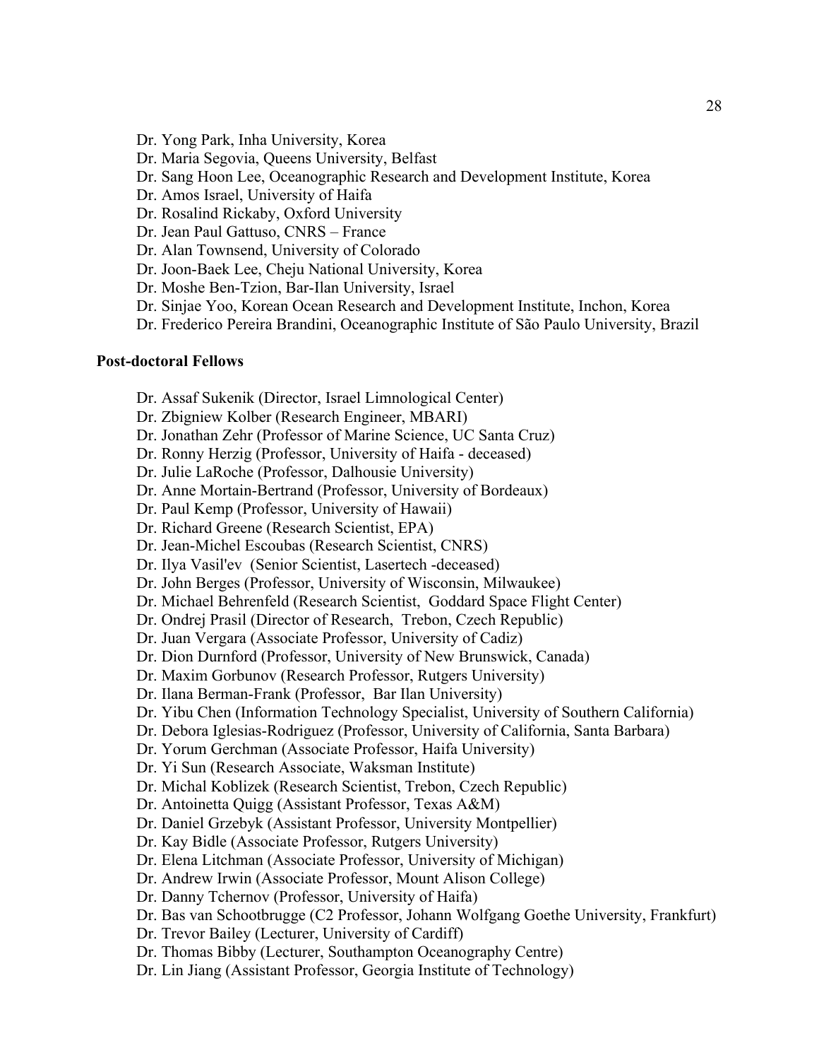Dr. Yong Park, Inha University, Korea
Dr. Maria Segovia, Queens University, Belfast
Dr. Sang Hoon Lee, Oceanographic Research and Development Institute, Korea
Dr. Amos Israel, University of Haifa
Dr. Rosalind Rickaby, Oxford University
Dr. Jean Paul Gattuso, CNRS – France
Dr. Alan Townsend, University of Colorado
Dr. Joon-Baek Lee, Cheju National University, Korea
Dr. Moshe Ben-Tzion, Bar-Ilan University, Israel
Dr. Sinjae Yoo, Korean Ocean Research and Development Institute, Inchon, Korea
Dr. Frederico Pereira Brandini, Oceanographic Institute of São Paulo University, Brazil

**Post-doctoral Fellows**

Dr. Assaf Sukenik (Director, Israel Limnological Center)
Dr. Zbigniew Kolber (Research Engineer, MBARI)
Dr. Jonathan Zehr (Professor of Marine Science, UC Santa Cruz)
Dr. Ronny Herzig (Professor, University of Haifa - deceased)
Dr. Julie LaRoche (Professor, Dalhousie University)
Dr. Anne Mortain-Bertrand (Professor, University of Bordeaux)
Dr. Paul Kemp (Professor, University of Hawaii)
Dr. Richard Greene (Research Scientist, EPA)
Dr. Jean-Michel Escoubas (Research Scientist, CNRS)
Dr. Ilya Vasil'ev (Senior Scientist, Lasertech -deceased)
Dr. John Berges (Professor, University of Wisconsin, Milwaukee)
Dr. Michael Behrenfeld (Research Scientist, Goddard Space Flight Center)
Dr. Ondrej Prasil (Director of Research, Trebon, Czech Republic)
Dr. Juan Vergara (Associate Professor, University of Cadiz)
Dr. Dion Durnford (Professor, University of New Brunswick, Canada)
Dr. Maxim Gorbunov (Research Professor, Rutgers University)
Dr. Ilana Berman-Frank (Professor, Bar Ilan University)
Dr. Yibu Chen (Information Technology Specialist, University of Southern California)
Dr. Debora Iglesias-Rodriguez (Professor, University of California, Santa Barbara)
Dr. Yorum Gerchman (Associate Professor, Haifa University)
Dr. Yi Sun (Research Associate, Waksman Institute)
Dr. Michal Koblizek (Research Scientist, Trebon, Czech Republic)
Dr. Antoinetta Quigg (Assistant Professor, Texas A&M)
Dr. Daniel Grzebyk (Assistant Professor, University Montpellier)
Dr. Kay Bidle (Associate Professor, Rutgers University)
Dr. Elena Litchman (Associate Professor, University of Michigan)
Dr. Andrew Irwin (Associate Professor, Mount Alison College)
Dr. Danny Tchernov (Professor, University of Haifa)
Dr. Bas van Schootbrugge (C2 Professor, Johann Wolfgang Goethe University, Frankfurt)
Dr. Trevor Bailey (Lecturer, University of Cardiff)
Dr. Thomas Bibby (Lecturer, Southampton Oceanography Centre)
Dr. Lin Jiang (Assistant Professor, Georgia Institute of Technology)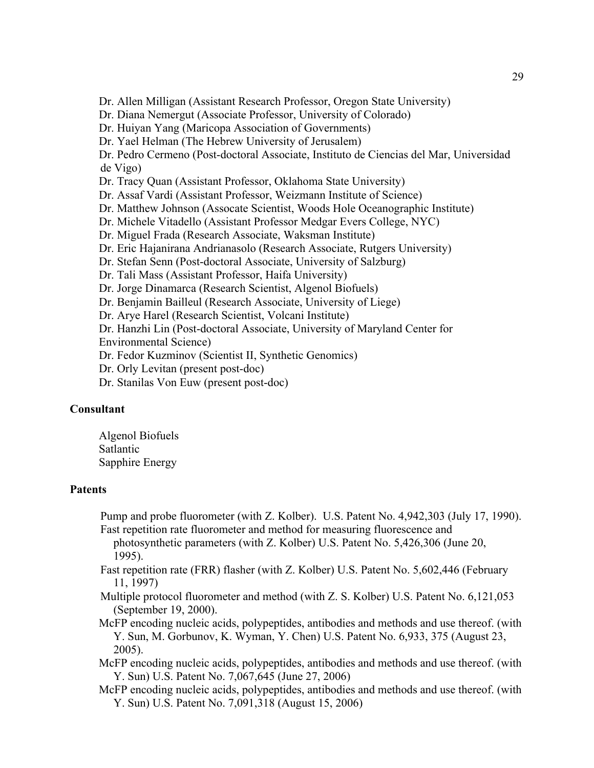Dr. Allen Milligan (Assistant Research Professor, Oregon State University)
Dr. Diana Nemergut (Associate Professor, University of Colorado)
Dr. Huiyan Yang (Maricopa Association of Governments)
Dr. Yael Helman (The Hebrew University of Jerusalem)
Dr. Pedro Cermeno (Post-doctoral Associate, Instituto de Ciencias del Mar, Universidad de Vigo)
Dr. Tracy Quan (Assistant Professor, Oklahoma State University)
Dr. Assaf Vardi (Assistant Professor, Weizmann Institute of Science)
Dr. Matthew Johnson (Assocate Scientist, Woods Hole Oceanographic Institute)
Dr. Michele Vitadello (Assistant Professor Medgar Evers College, NYC)
Dr. Miguel Frada (Research Associate, Waksman Institute)
Dr. Eric Hajanirana Andrianasolo (Research Associate, Rutgers University)
Dr. Stefan Senn (Post-doctoral Associate, University of Salzburg)
Dr. Tali Mass (Assistant Professor, Haifa University)
Dr. Jorge Dinamarca (Research Scientist, Algenol Biofuels)
Dr. Benjamin Bailleul (Research Associate, University of Liege)
Dr. Arye Harel (Research Scientist, Volcani Institute)
Dr. Hanzhi Lin (Post-doctoral Associate, University of Maryland Center for Environmental Science)
Dr. Fedor Kuzminov (Scientist II, Synthetic Genomics)
Dr. Orly Levitan (present post-doc)
Dr. Stanilas Von Euw (present post-doc)

### Consultant

Algenol Biofuels
Satlantic
Sapphire Energy

### Patents

Pump and probe fluorometer (with Z. Kolber). U.S. Patent No. 4,942,303 (July 17, 1990).

Fast repetition rate fluorometer and method for measuring fluorescence and photosynthetic parameters (with Z. Kolber) U.S. Patent No. 5,426,306 (June 20, 1995).

Fast repetition rate (FRR) flasher (with Z. Kolber) U.S. Patent No. 5,602,446 (February 11, 1997)

Multiple protocol fluorometer and method (with Z. S. Kolber) U.S. Patent No. 6,121,053 (September 19, 2000).

McFP encoding nucleic acids, polypeptides, antibodies and methods and use thereof. (with Y. Sun, M. Gorbunov, K. Wyman, Y. Chen) U.S. Patent No. 6,933, 375 (August 23, 2005).

McFP encoding nucleic acids, polypeptides, antibodies and methods and use thereof. (with Y. Sun) U.S. Patent No. 7,067,645 (June 27, 2006)

McFP encoding nucleic acids, polypeptides, antibodies and methods and use thereof. (with Y. Sun) U.S. Patent No. 7,091,318 (August 15, 2006)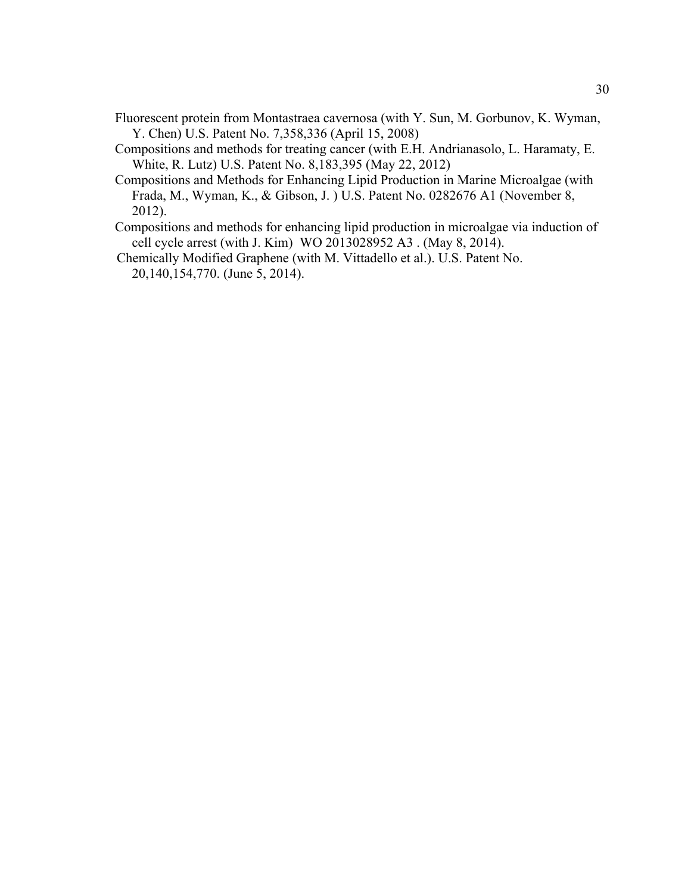Fluorescent protein from Montastraea cavernosa (with Y. Sun, M. Gorbunov, K. Wyman, Y. Chen) U.S. Patent No. 7,358,336 (April 15, 2008)

Compositions and methods for treating cancer (with E.H. Andrianasolo, L. Haramaty, E. White, R. Lutz) U.S. Patent No. 8,183,395 (May 22, 2012)

Compositions and Methods for Enhancing Lipid Production in Marine Microalgae (with Frada, M., Wyman, K., & Gibson, J. ) U.S. Patent No. 0282676 A1 (November 8, 2012).

Compositions and methods for enhancing lipid production in microalgae via induction of cell cycle arrest (with J. Kim) WO 2013028952 A3 . (May 8, 2014).

Chemically Modified Graphene (with M. Vittadello et al.). U.S. Patent No. 20,140,154,770. (June 5, 2014).